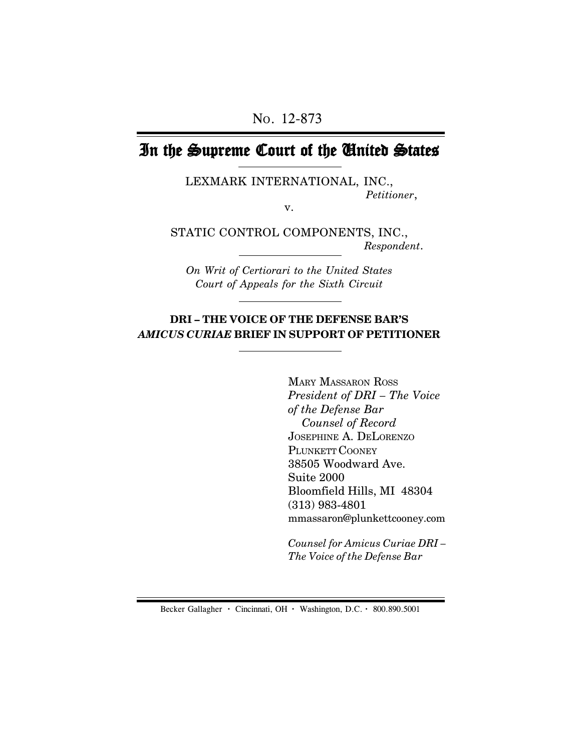No. 12-873

# In the Supreme Court of the United States

LEXMARK INTERNATIONAL, INC.,
*Petitioner*,

v.

STATIC CONTROL COMPONENTS, INC.,
*Respondent*.

*On Writ of Certiorari to the United States Court of Appeals for the Sixth Circuit*

**DRI – THE VOICE OF THE DEFENSE BAR'S *AMICUS CURIAE* BRIEF IN SUPPORT OF PETITIONER**

MARY MASSARON ROSS
*President of DRI – The Voice of the Defense Bar*
*Counsel of Record*
JOSEPHINE A. DELORENZO
PLUNKETT COONEY
38505 Woodward Ave.
Suite 2000
Bloomfield Hills, MI 48304
(313) 983-4801
mmassaron@plunkettcooney.com

*Counsel for Amicus Curiae DRI – The Voice of the Defense Bar*

Becker Gallagher · Cincinnati, OH · Washington, D.C. · 800.890.5001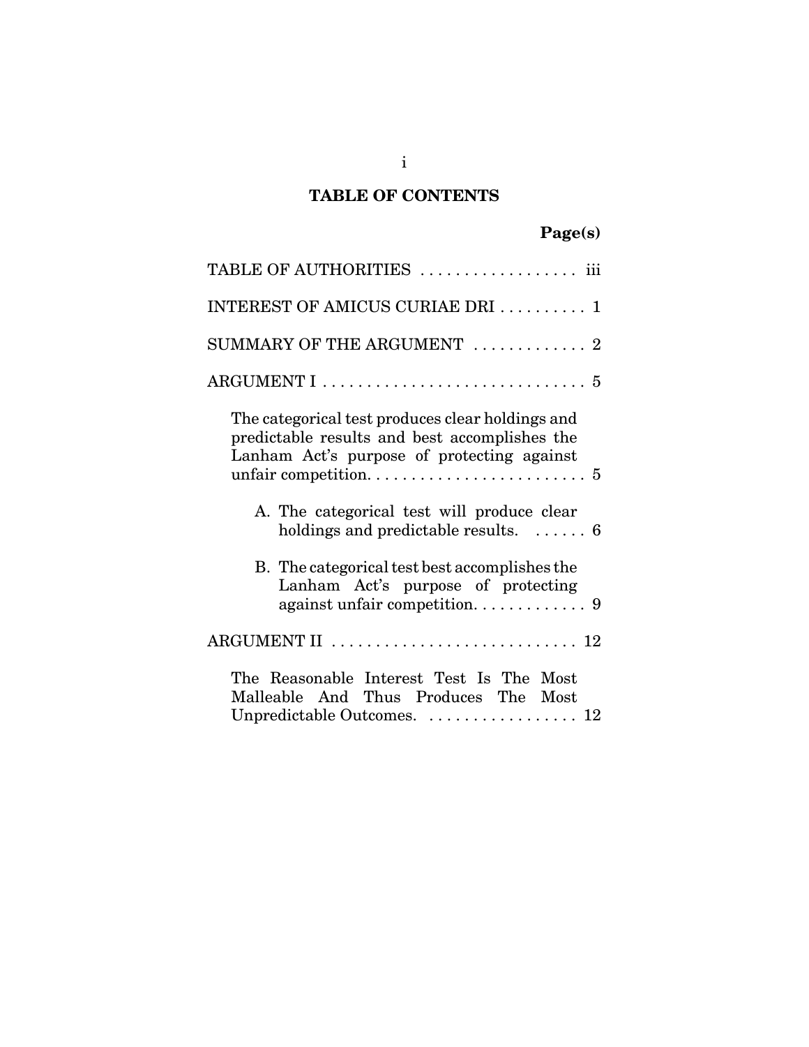## TABLE OF CONTENTS

| | Page(s) |
|---|---|
| TABLE OF AUTHORITIES | iii |
| INTEREST OF AMICUS CURIAE DRI | 1 |
| SUMMARY OF THE ARGUMENT | 2 |
| ARGUMENT I | 5 |
| The categorical test produces clear holdings and predictable results and best accomplishes the Lanham Act's purpose of protecting against unfair competition. | 5 |
| A. The categorical test will produce clear holdings and predictable results. | 6 |
| B. The categorical test best accomplishes the Lanham Act's purpose of protecting against unfair competition. | 9 |
| ARGUMENT II | 12 |
| The Reasonable Interest Test Is The Most Malleable And Thus Produces The Most Unpredictable Outcomes. | 12 |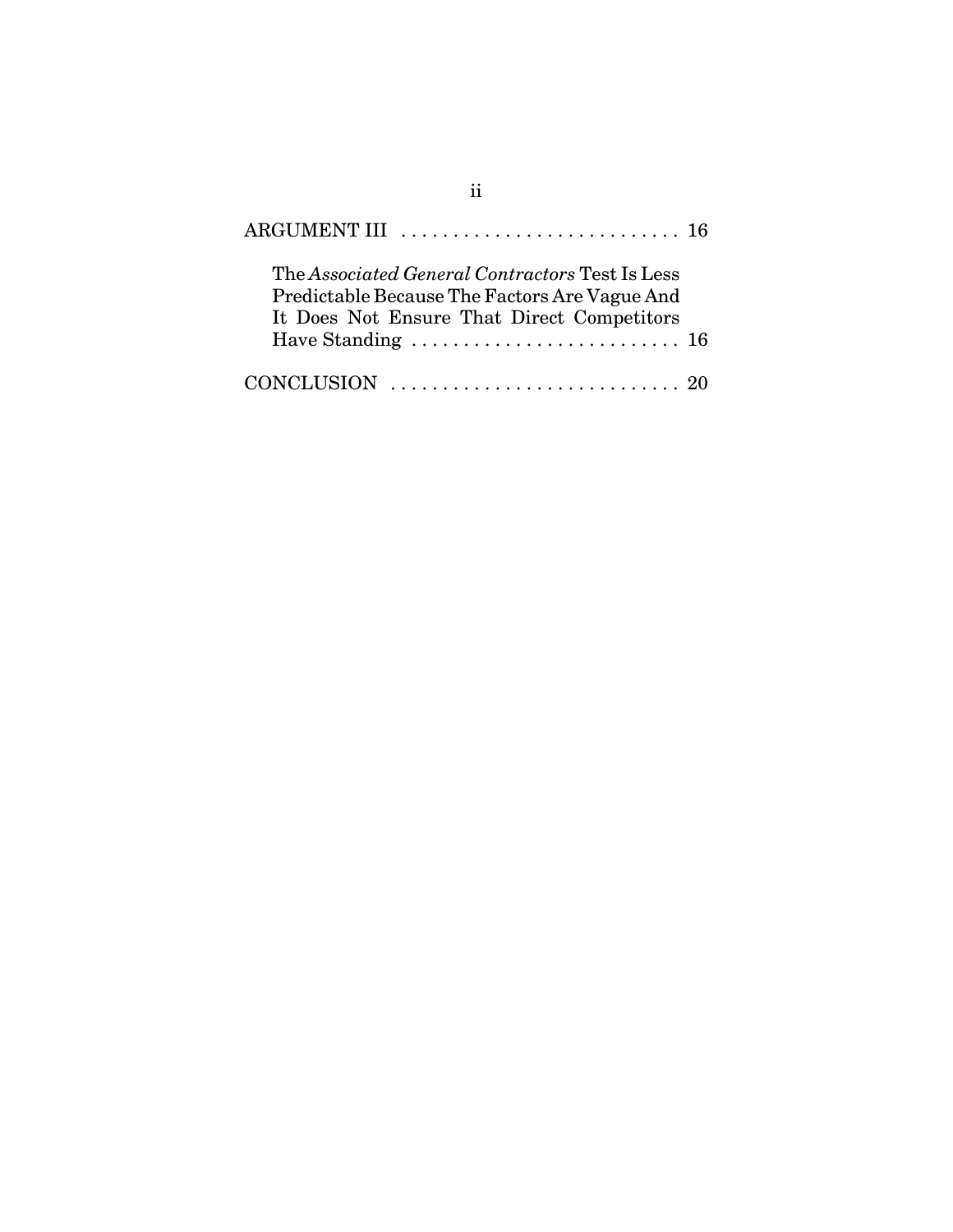ARGUMENT III . . . . . . . . . . . . . . . . . . . . . . . . . . . 16

The *Associated General Contractors* Test Is Less Predictable Because The Factors Are Vague And It Does Not Ensure That Direct Competitors Have Standing . . . . . . . . . . . . . . . . . . . . . . . . . . 16

CONCLUSION . . . . . . . . . . . . . . . . . . . . . . . . . . . . 20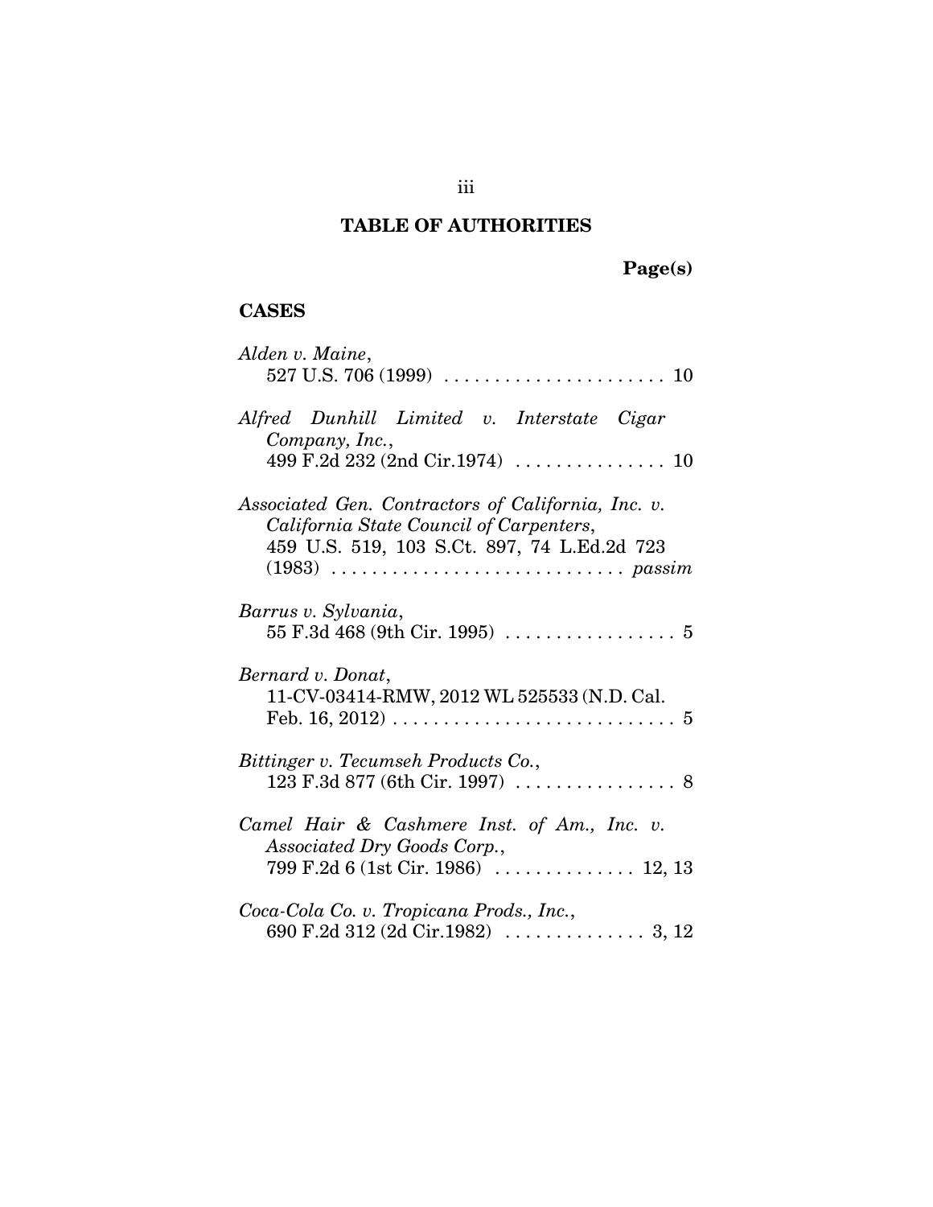## TABLE OF AUTHORITIES

**Page(s)**

### CASES

*Alden v. Maine*,
527 U.S. 706 (1999) . . . . . . . . . . . . . . . . . . . . . . 10

*Alfred Dunhill Limited v. Interstate Cigar Company, Inc.*,
499 F.2d 232 (2nd Cir.1974) . . . . . . . . . . . . . . . 10

*Associated Gen. Contractors of California, Inc. v. California State Council of Carpenters*,
459 U.S. 519, 103 S.Ct. 897, 74 L.Ed.2d 723 (1983) . . . . . . . . . . . . . . . . . . . . . . . . . . . . *passim*

*Barrus v. Sylvania*,
55 F.3d 468 (9th Cir. 1995) . . . . . . . . . . . . . . . . . 5

*Bernard v. Donat*,
11-CV-03414-RMW, 2012 WL 525533 (N.D. Cal. Feb. 16, 2012) . . . . . . . . . . . . . . . . . . . . . . . . . . . . 5

*Bittinger v. Tecumseh Products Co.*,
123 F.3d 877 (6th Cir. 1997) . . . . . . . . . . . . . . . . 8

*Camel Hair & Cashmere Inst. of Am., Inc. v. Associated Dry Goods Corp.*,
799 F.2d 6 (1st Cir. 1986) . . . . . . . . . . . . . . 12, 13

*Coca-Cola Co. v. Tropicana Prods., Inc.*,
690 F.2d 312 (2d Cir.1982) . . . . . . . . . . . . . . 3, 12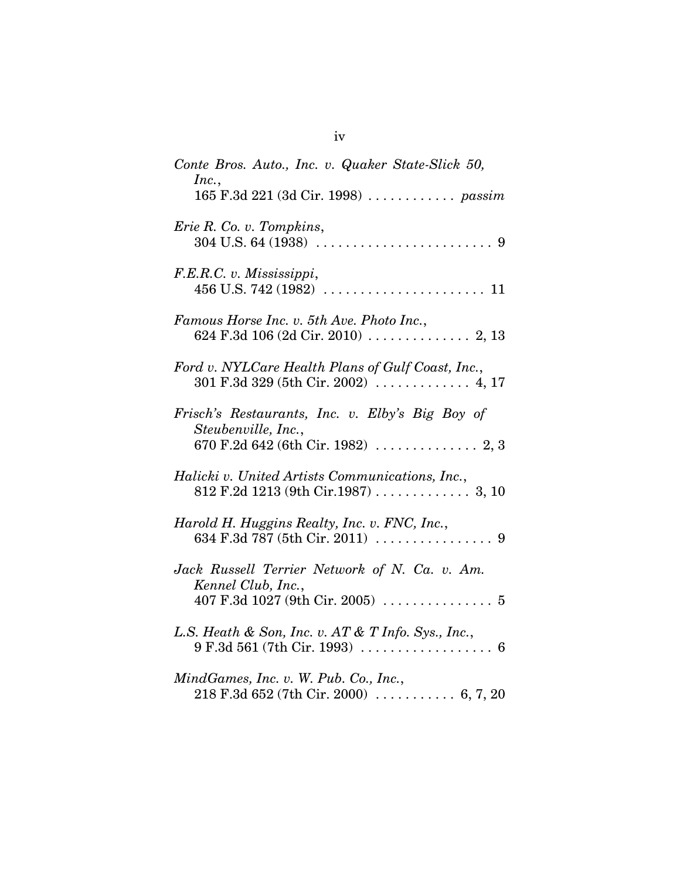*Conte Bros. Auto., Inc. v. Quaker State-Slick 50, Inc.*,
165 F.3d 221 (3d Cir. 1998) . . . . . . . . . . . . *passim*

*Erie R. Co. v. Tompkins*,
304 U.S. 64 (1938) . . . . . . . . . . . . . . . . . . . . . . . . 9

*F.E.R.C. v. Mississippi*,
456 U.S. 742 (1982) . . . . . . . . . . . . . . . . . . . . . . 11

*Famous Horse Inc. v. 5th Ave. Photo Inc.*,
624 F.3d 106 (2d Cir. 2010) . . . . . . . . . . . . . . 2, 13

*Ford v. NYLCare Health Plans of Gulf Coast, Inc.*,
301 F.3d 329 (5th Cir. 2002) . . . . . . . . . . . . . 4, 17

*Frisch's Restaurants, Inc. v. Elby's Big Boy of Steubenville, Inc.*,
670 F.2d 642 (6th Cir. 1982) . . . . . . . . . . . . . . 2, 3

*Halicki v. United Artists Communications, Inc.*,
812 F.2d 1213 (9th Cir.1987) . . . . . . . . . . . . . 3, 10

*Harold H. Huggins Realty, Inc. v. FNC, Inc.*,
634 F.3d 787 (5th Cir. 2011) . . . . . . . . . . . . . . . . 9

*Jack Russell Terrier Network of N. Ca. v. Am. Kennel Club, Inc.*,
407 F.3d 1027 (9th Cir. 2005) . . . . . . . . . . . . . . . 5

*L.S. Heath & Son, Inc. v. AT & T Info. Sys., Inc.*,
9 F.3d 561 (7th Cir. 1993) . . . . . . . . . . . . . . . . . . 6

*MindGames, Inc. v. W. Pub. Co., Inc.*,
218 F.3d 652 (7th Cir. 2000) . . . . . . . . . . . 6, 7, 20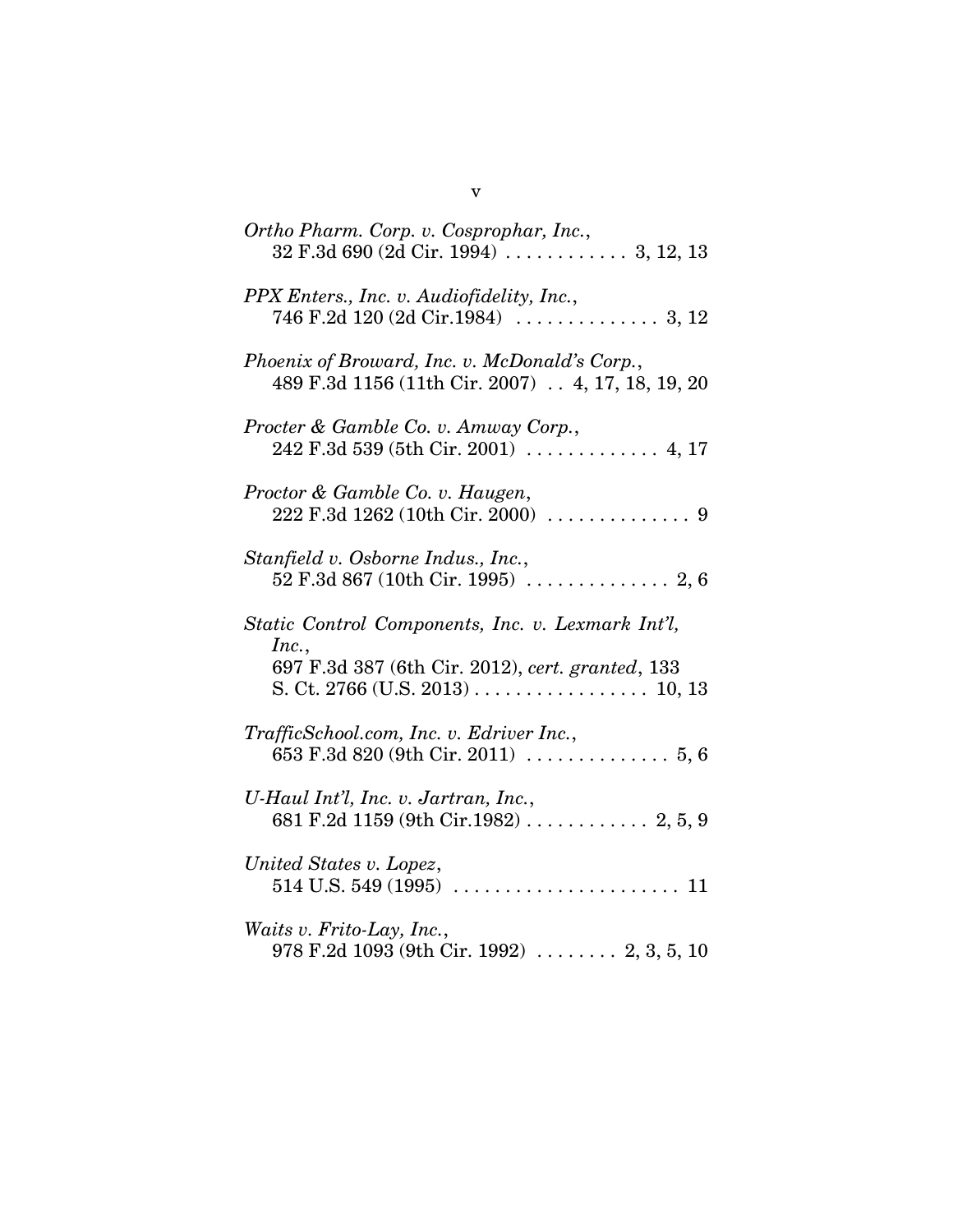*Ortho Pharm. Corp. v. Cosprophar, Inc.*,
32 F.3d 690 (2d Cir. 1994) . . . . . . . . . . . . 3, 12, 13

*PPX Enters., Inc. v. Audiofidelity, Inc.*,
746 F.2d 120 (2d Cir.1984) . . . . . . . . . . . . . . 3, 12

*Phoenix of Broward, Inc. v. McDonald's Corp.*,
489 F.3d 1156 (11th Cir. 2007) . . 4, 17, 18, 19, 20

*Procter & Gamble Co. v. Amway Corp.*,
242 F.3d 539 (5th Cir. 2001) . . . . . . . . . . . . . 4, 17

*Proctor & Gamble Co. v. Haugen*,
222 F.3d 1262 (10th Cir. 2000) . . . . . . . . . . . . . . 9

*Stanfield v. Osborne Indus., Inc.*,
52 F.3d 867 (10th Cir. 1995) . . . . . . . . . . . . . . 2, 6

*Static Control Components, Inc. v. Lexmark Int'l, Inc.*,
697 F.3d 387 (6th Cir. 2012), *cert. granted*, 133 S. Ct. 2766 (U.S. 2013) . . . . . . . . . . . . . . . . . 10, 13

*TrafficSchool.com, Inc. v. Edriver Inc.*,
653 F.3d 820 (9th Cir. 2011) . . . . . . . . . . . . . . 5, 6

*U-Haul Int'l, Inc. v. Jartran, Inc.*,
681 F.2d 1159 (9th Cir.1982) . . . . . . . . . . . . 2, 5, 9

*United States v. Lopez*,
514 U.S. 549 (1995) . . . . . . . . . . . . . . . . . . . . . . 11

*Waits v. Frito-Lay, Inc.*,
978 F.2d 1093 (9th Cir. 1992) . . . . . . . . 2, 3, 5, 10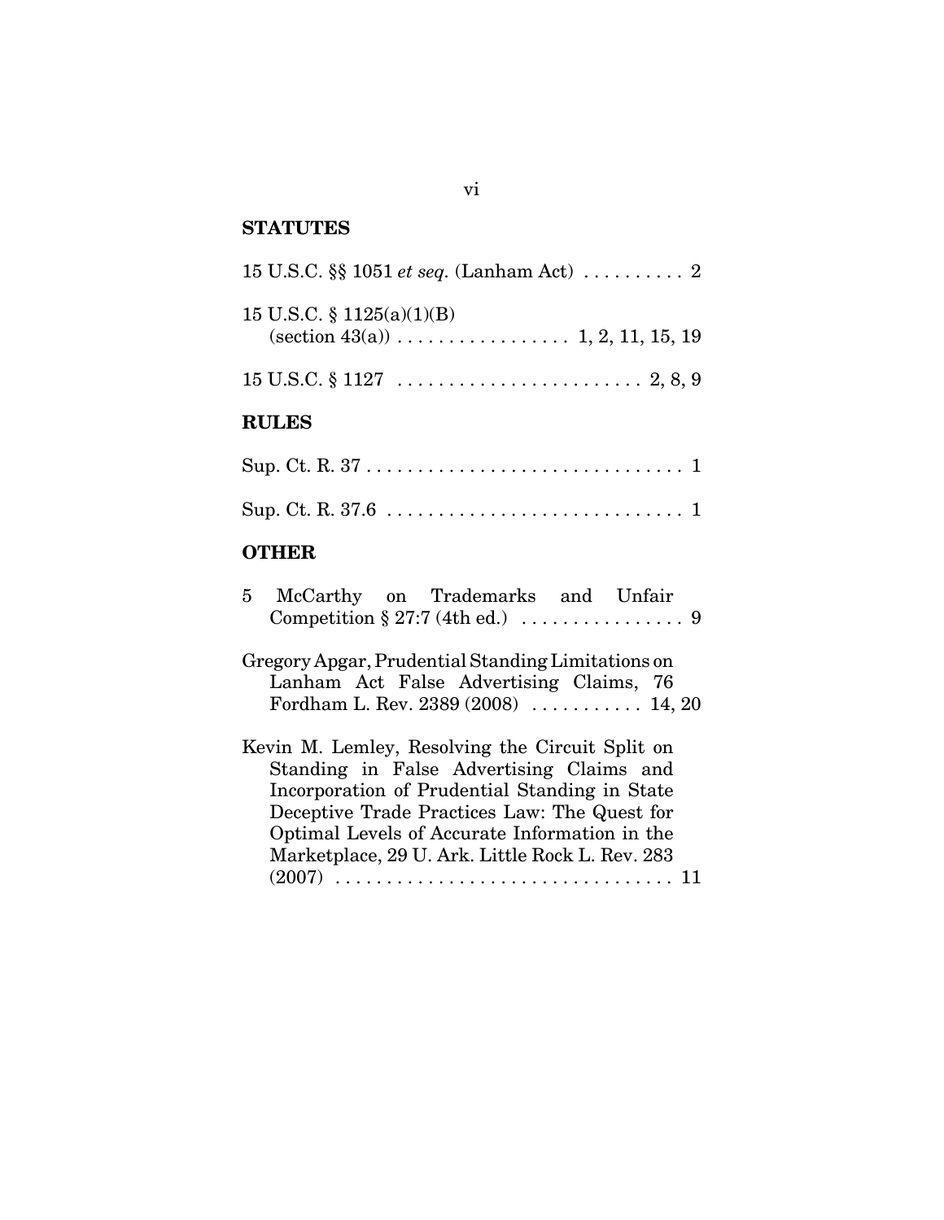## STATUTES

15 U.S.C. §§ 1051 *et seq.* (Lanham Act) . . . . . . . . . . 2

15 U.S.C. § 1125(a)(1)(B) (section 43(a)) . . . . . . . . . . . . . . . . . 1, 2, 11, 15, 19

15 U.S.C. § 1127 . . . . . . . . . . . . . . . . . . . . . . . . 2, 8, 9

## RULES

Sup. Ct. R. 37 . . . . . . . . . . . . . . . . . . . . . . . . . . . . . . 1

Sup. Ct. R. 37.6 . . . . . . . . . . . . . . . . . . . . . . . . . . . . 1

## OTHER

5 McCarthy on Trademarks and Unfair Competition § 27:7 (4th ed.) . . . . . . . . . . . . . . . . 9

Gregory Apgar, Prudential Standing Limitations on Lanham Act False Advertising Claims, 76 Fordham L. Rev. 2389 (2008) . . . . . . . . . . . 14, 20

Kevin M. Lemley, Resolving the Circuit Split on Standing in False Advertising Claims and Incorporation of Prudential Standing in State Deceptive Trade Practices Law: The Quest for Optimal Levels of Accurate Information in the Marketplace, 29 U. Ark. Little Rock L. Rev. 283 (2007) . . . . . . . . . . . . . . . . . . . . . . . . . . . . . . . . 11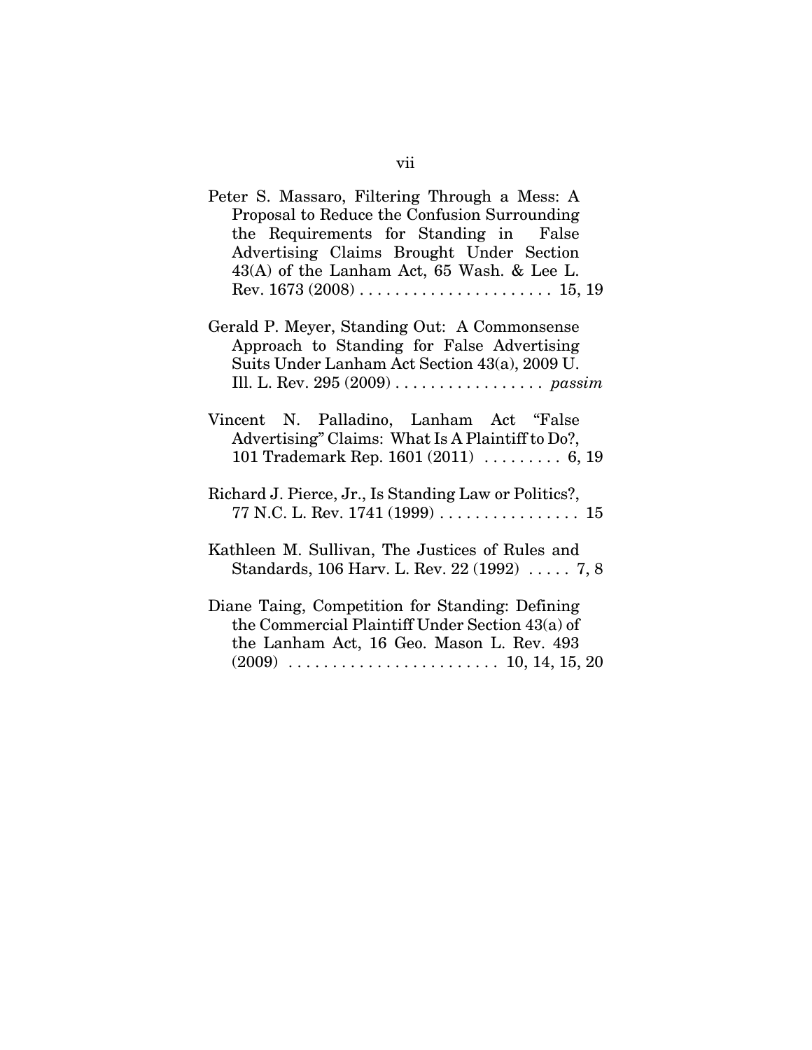Peter S. Massaro, Filtering Through a Mess: A Proposal to Reduce the Confusion Surrounding the Requirements for Standing in False Advertising Claims Brought Under Section 43(A) of the Lanham Act, 65 Wash. & Lee L. Rev. 1673 (2008) . . . . . . . . . . . . . . . . . . . . . . 15, 19

Gerald P. Meyer, Standing Out: A Commonsense Approach to Standing for False Advertising Suits Under Lanham Act Section 43(a), 2009 U. Ill. L. Rev. 295 (2009) . . . . . . . . . . . . . . . . . *passim*

Vincent N. Palladino, Lanham Act "False Advertising" Claims: What Is A Plaintiff to Do?, 101 Trademark Rep. 1601 (2011) . . . . . . . . . 6, 19

Richard J. Pierce, Jr., Is Standing Law or Politics?, 77 N.C. L. Rev. 1741 (1999) . . . . . . . . . . . . . . . . 15

Kathleen M. Sullivan, The Justices of Rules and Standards, 106 Harv. L. Rev. 22 (1992) . . . . . 7, 8

Diane Taing, Competition for Standing: Defining the Commercial Plaintiff Under Section 43(a) of the Lanham Act, 16 Geo. Mason L. Rev. 493 (2009) . . . . . . . . . . . . . . . . . . . . . . . . 10, 14, 15, 20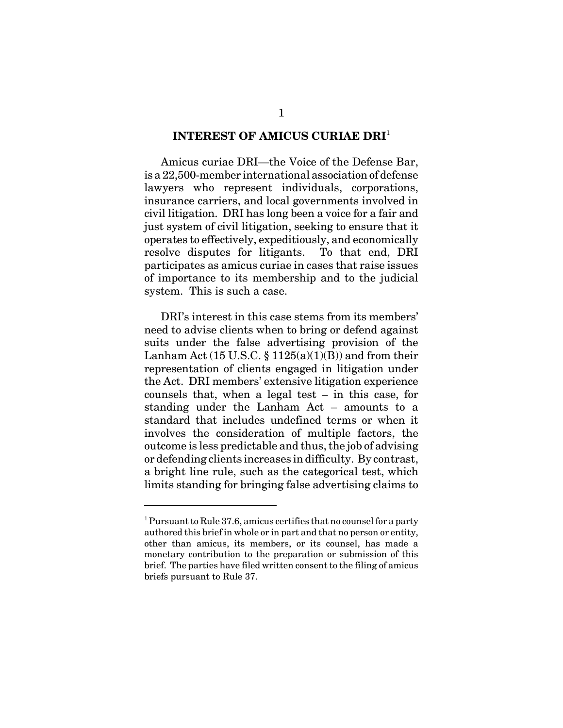## INTEREST OF AMICUS CURIAE DRI[1]

Amicus curiae DRI—the Voice of the Defense Bar, is a 22,500-member international association of defense lawyers who represent individuals, corporations, insurance carriers, and local governments involved in civil litigation. DRI has long been a voice for a fair and just system of civil litigation, seeking to ensure that it operates to effectively, expeditiously, and economically resolve disputes for litigants. To that end, DRI participates as amicus curiae in cases that raise issues of importance to its membership and to the judicial system. This is such a case.

DRI's interest in this case stems from its members' need to advise clients when to bring or defend against suits under the false advertising provision of the Lanham Act (15 U.S.C. § 1125(a)(1)(B)) and from their representation of clients engaged in litigation under the Act. DRI members' extensive litigation experience counsels that, when a legal test – in this case, for standing under the Lanham Act – amounts to a standard that includes undefined terms or when it involves the consideration of multiple factors, the outcome is less predictable and thus, the job of advising or defending clients increases in difficulty. By contrast, a bright line rule, such as the categorical test, which limits standing for bringing false advertising claims to

---

[1] Pursuant to Rule 37.6, amicus certifies that no counsel for a party authored this brief in whole or in part and that no person or entity, other than amicus, its members, or its counsel, has made a monetary contribution to the preparation or submission of this brief. The parties have filed written consent to the filing of amicus briefs pursuant to Rule 37.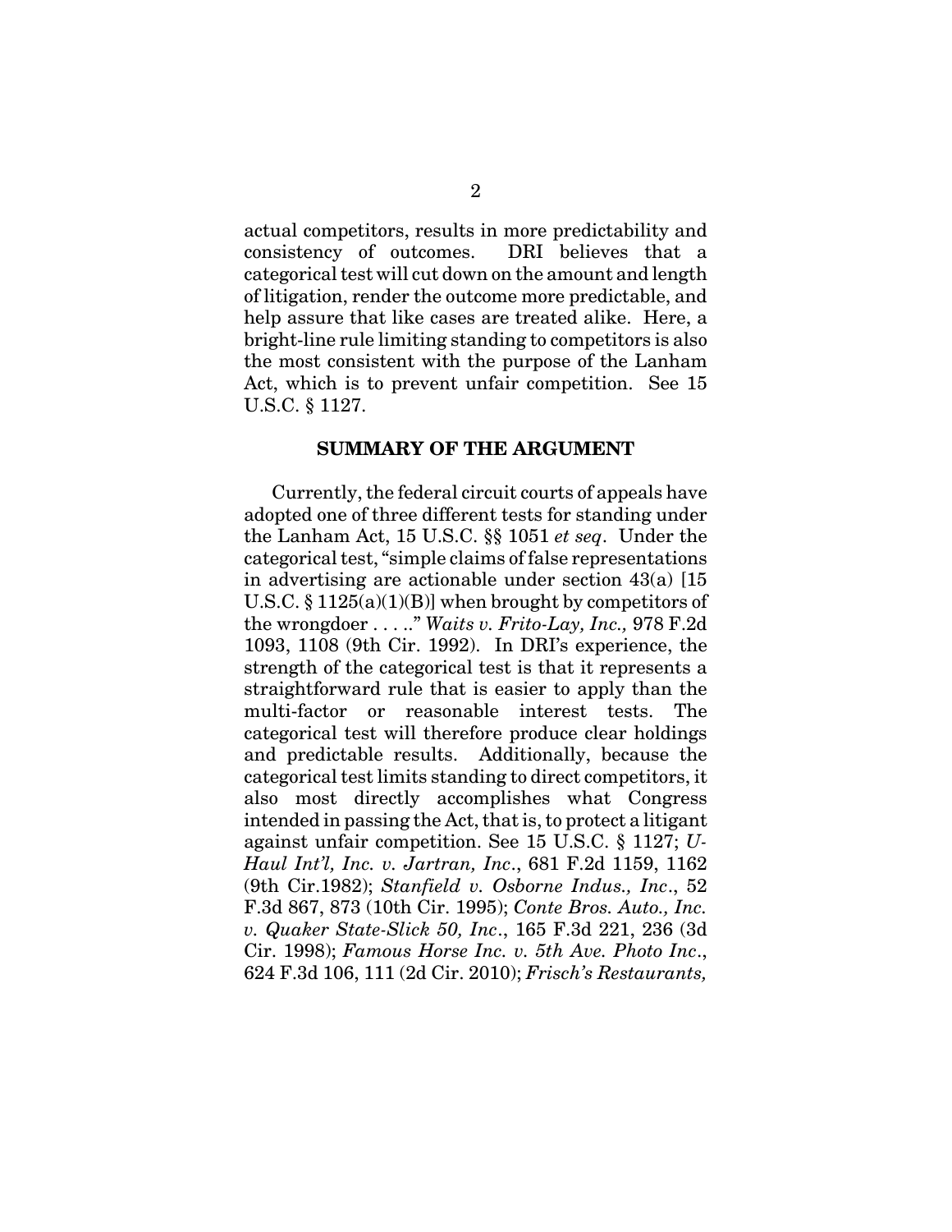actual competitors, results in more predictability and consistency of outcomes. DRI believes that a categorical test will cut down on the amount and length of litigation, render the outcome more predictable, and help assure that like cases are treated alike. Here, a bright-line rule limiting standing to competitors is also the most consistent with the purpose of the Lanham Act, which is to prevent unfair competition. See 15 U.S.C. § 1127.

## SUMMARY OF THE ARGUMENT

Currently, the federal circuit courts of appeals have adopted one of three different tests for standing under the Lanham Act, 15 U.S.C. §§ 1051 *et seq*. Under the categorical test, "simple claims of false representations in advertising are actionable under section 43(a) [15 U.S.C. § 1125(a)(1)(B)] when brought by competitors of the wrongdoer . . . .." *Waits v. Frito-Lay, Inc.,* 978 F.2d 1093, 1108 (9th Cir. 1992). In DRI's experience, the strength of the categorical test is that it represents a straightforward rule that is easier to apply than the multi-factor or reasonable interest tests. The categorical test will therefore produce clear holdings and predictable results. Additionally, because the categorical test limits standing to direct competitors, it also most directly accomplishes what Congress intended in passing the Act, that is, to protect a litigant against unfair competition. See 15 U.S.C. § 1127; *U-Haul Int'l, Inc. v. Jartran, Inc*., 681 F.2d 1159, 1162 (9th Cir.1982); *Stanfield v. Osborne Indus., Inc*., 52 F.3d 867, 873 (10th Cir. 1995); *Conte Bros. Auto., Inc. v. Quaker State-Slick 50, Inc*., 165 F.3d 221, 236 (3d Cir. 1998); *Famous Horse Inc. v. 5th Ave. Photo Inc*., 624 F.3d 106, 111 (2d Cir. 2010); *Frisch's Restaurants,*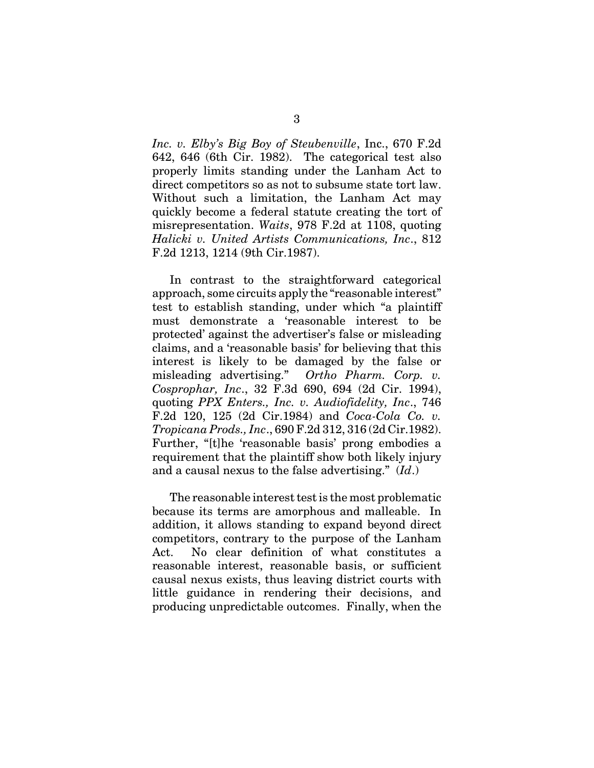*Inc. v. Elby's Big Boy of Steubenville*, Inc., 670 F.2d 642, 646 (6th Cir. 1982). The categorical test also properly limits standing under the Lanham Act to direct competitors so as not to subsume state tort law. Without such a limitation, the Lanham Act may quickly become a federal statute creating the tort of misrepresentation. *Waits*, 978 F.2d at 1108, quoting *Halicki v. United Artists Communications, Inc*., 812 F.2d 1213, 1214 (9th Cir.1987).

In contrast to the straightforward categorical approach, some circuits apply the "reasonable interest" test to establish standing, under which "a plaintiff must demonstrate a 'reasonable interest to be protected' against the advertiser's false or misleading claims, and a 'reasonable basis' for believing that this interest is likely to be damaged by the false or misleading advertising." *Ortho Pharm. Corp. v. Cosprophar, Inc*., 32 F.3d 690, 694 (2d Cir. 1994), quoting *PPX Enters., Inc. v. Audiofidelity, Inc*., 746 F.2d 120, 125 (2d Cir.1984) and *Coca-Cola Co. v. Tropicana Prods., Inc*., 690 F.2d 312, 316 (2d Cir.1982). Further, "[t]he 'reasonable basis' prong embodies a requirement that the plaintiff show both likely injury and a causal nexus to the false advertising." (*Id*.)

The reasonable interest test is the most problematic because its terms are amorphous and malleable. In addition, it allows standing to expand beyond direct competitors, contrary to the purpose of the Lanham Act. No clear definition of what constitutes a reasonable interest, reasonable basis, or sufficient causal nexus exists, thus leaving district courts with little guidance in rendering their decisions, and producing unpredictable outcomes. Finally, when the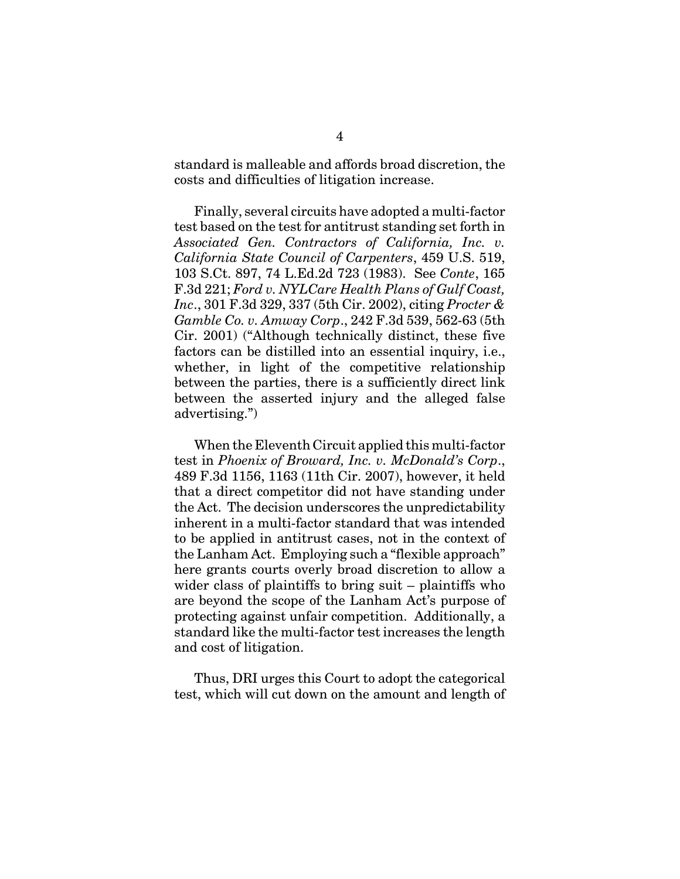standard is malleable and affords broad discretion, the costs and difficulties of litigation increase.

Finally, several circuits have adopted a multi-factor test based on the test for antitrust standing set forth in *Associated Gen. Contractors of California, Inc. v. California State Council of Carpenters*, 459 U.S. 519, 103 S.Ct. 897, 74 L.Ed.2d 723 (1983). See *Conte*, 165 F.3d 221; *Ford v. NYLCare Health Plans of Gulf Coast, Inc*., 301 F.3d 329, 337 (5th Cir. 2002), citing *Procter & Gamble Co. v. Amway Corp*., 242 F.3d 539, 562-63 (5th Cir. 2001) ("Although technically distinct, these five factors can be distilled into an essential inquiry, i.e., whether, in light of the competitive relationship between the parties, there is a sufficiently direct link between the asserted injury and the alleged false advertising.")

When the Eleventh Circuit applied this multi-factor test in *Phoenix of Broward, Inc. v. McDonald's Corp*., 489 F.3d 1156, 1163 (11th Cir. 2007), however, it held that a direct competitor did not have standing under the Act. The decision underscores the unpredictability inherent in a multi-factor standard that was intended to be applied in antitrust cases, not in the context of the Lanham Act. Employing such a "flexible approach" here grants courts overly broad discretion to allow a wider class of plaintiffs to bring suit – plaintiffs who are beyond the scope of the Lanham Act's purpose of protecting against unfair competition. Additionally, a standard like the multi-factor test increases the length and cost of litigation.

Thus, DRI urges this Court to adopt the categorical test, which will cut down on the amount and length of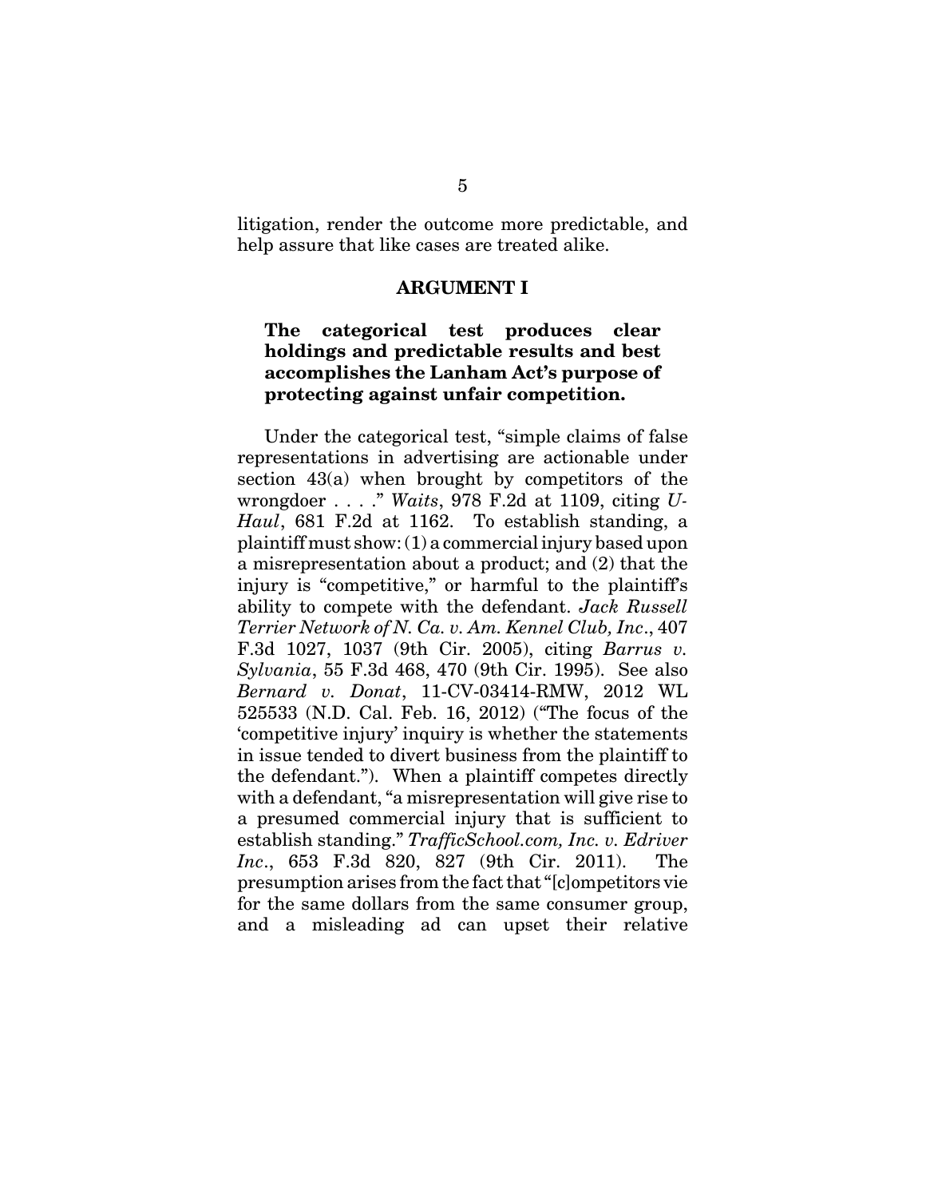litigation, render the outcome more predictable, and help assure that like cases are treated alike.

## ARGUMENT I

### The categorical test produces clear holdings and predictable results and best accomplishes the Lanham Act's purpose of protecting against unfair competition.

Under the categorical test, "simple claims of false representations in advertising are actionable under section 43(a) when brought by competitors of the wrongdoer . . . ." *Waits*, 978 F.2d at 1109, citing *U-Haul*, 681 F.2d at 1162. To establish standing, a plaintiff must show: (1) a commercial injury based upon a misrepresentation about a product; and (2) that the injury is "competitive," or harmful to the plaintiff's ability to compete with the defendant. *Jack Russell Terrier Network of N. Ca. v. Am. Kennel Club, Inc*., 407 F.3d 1027, 1037 (9th Cir. 2005), citing *Barrus v. Sylvania*, 55 F.3d 468, 470 (9th Cir. 1995). See also *Bernard v. Donat*, 11-CV-03414-RMW, 2012 WL 525533 (N.D. Cal. Feb. 16, 2012) ("The focus of the 'competitive injury' inquiry is whether the statements in issue tended to divert business from the plaintiff to the defendant."). When a plaintiff competes directly with a defendant, "a misrepresentation will give rise to a presumed commercial injury that is sufficient to establish standing." *TrafficSchool.com, Inc. v. Edriver Inc*., 653 F.3d 820, 827 (9th Cir. 2011). The presumption arises from the fact that "[c]ompetitors vie for the same dollars from the same consumer group, and a misleading ad can upset their relative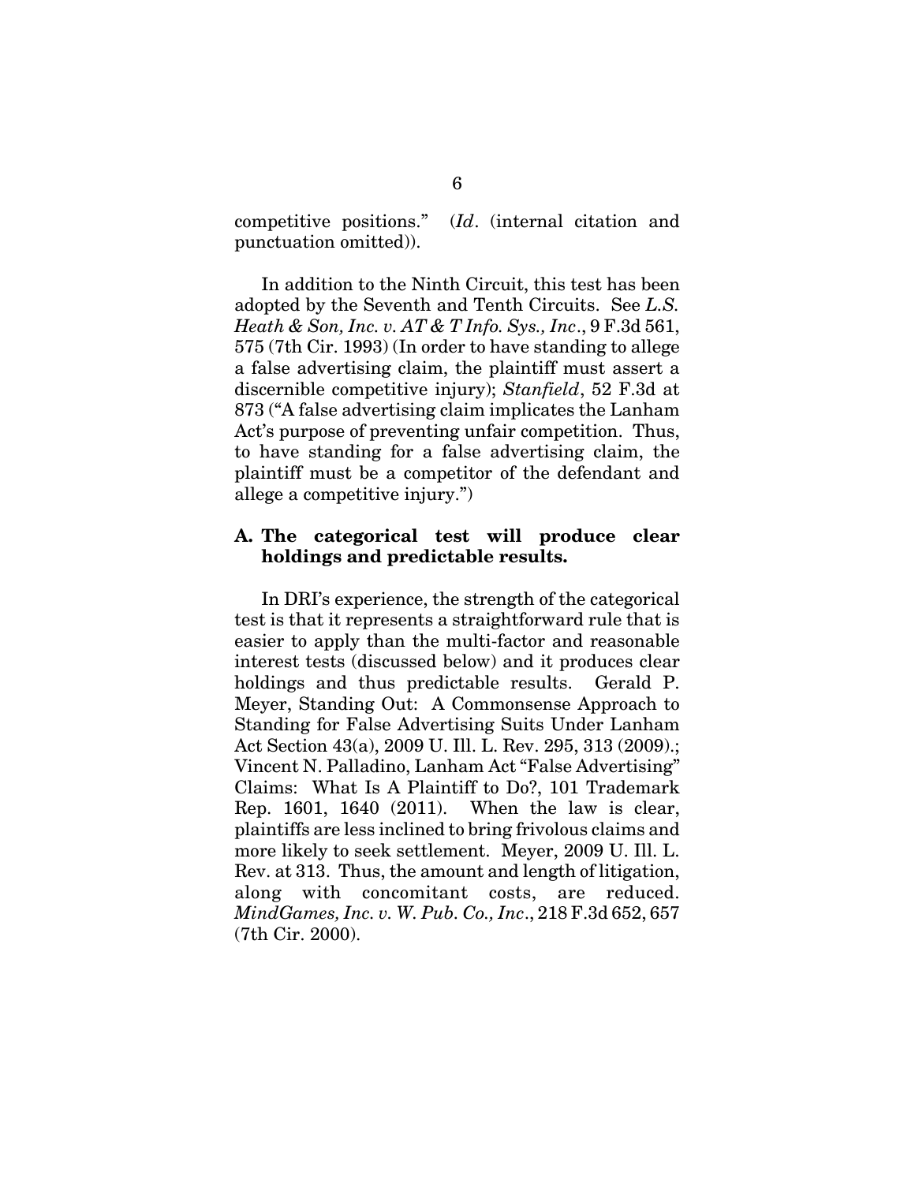competitive positions." (*Id*. (internal citation and punctuation omitted)).

In addition to the Ninth Circuit, this test has been adopted by the Seventh and Tenth Circuits. See *L.S. Heath & Son, Inc. v. AT & T Info. Sys., Inc*., 9 F.3d 561, 575 (7th Cir. 1993) (In order to have standing to allege a false advertising claim, the plaintiff must assert a discernible competitive injury); *Stanfield*, 52 F.3d at 873 ("A false advertising claim implicates the Lanham Act's purpose of preventing unfair competition. Thus, to have standing for a false advertising claim, the plaintiff must be a competitor of the defendant and allege a competitive injury.")

### A. The categorical test will produce clear holdings and predictable results.

In DRI's experience, the strength of the categorical test is that it represents a straightforward rule that is easier to apply than the multi-factor and reasonable interest tests (discussed below) and it produces clear holdings and thus predictable results. Gerald P. Meyer, Standing Out: A Commonsense Approach to Standing for False Advertising Suits Under Lanham Act Section 43(a), 2009 U. Ill. L. Rev. 295, 313 (2009).; Vincent N. Palladino, Lanham Act "False Advertising" Claims: What Is A Plaintiff to Do?, 101 Trademark Rep. 1601, 1640 (2011). When the law is clear, plaintiffs are less inclined to bring frivolous claims and more likely to seek settlement. Meyer, 2009 U. Ill. L. Rev. at 313. Thus, the amount and length of litigation, along with concomitant costs, are reduced. *MindGames, Inc. v. W. Pub. Co., Inc*., 218 F.3d 652, 657 (7th Cir. 2000).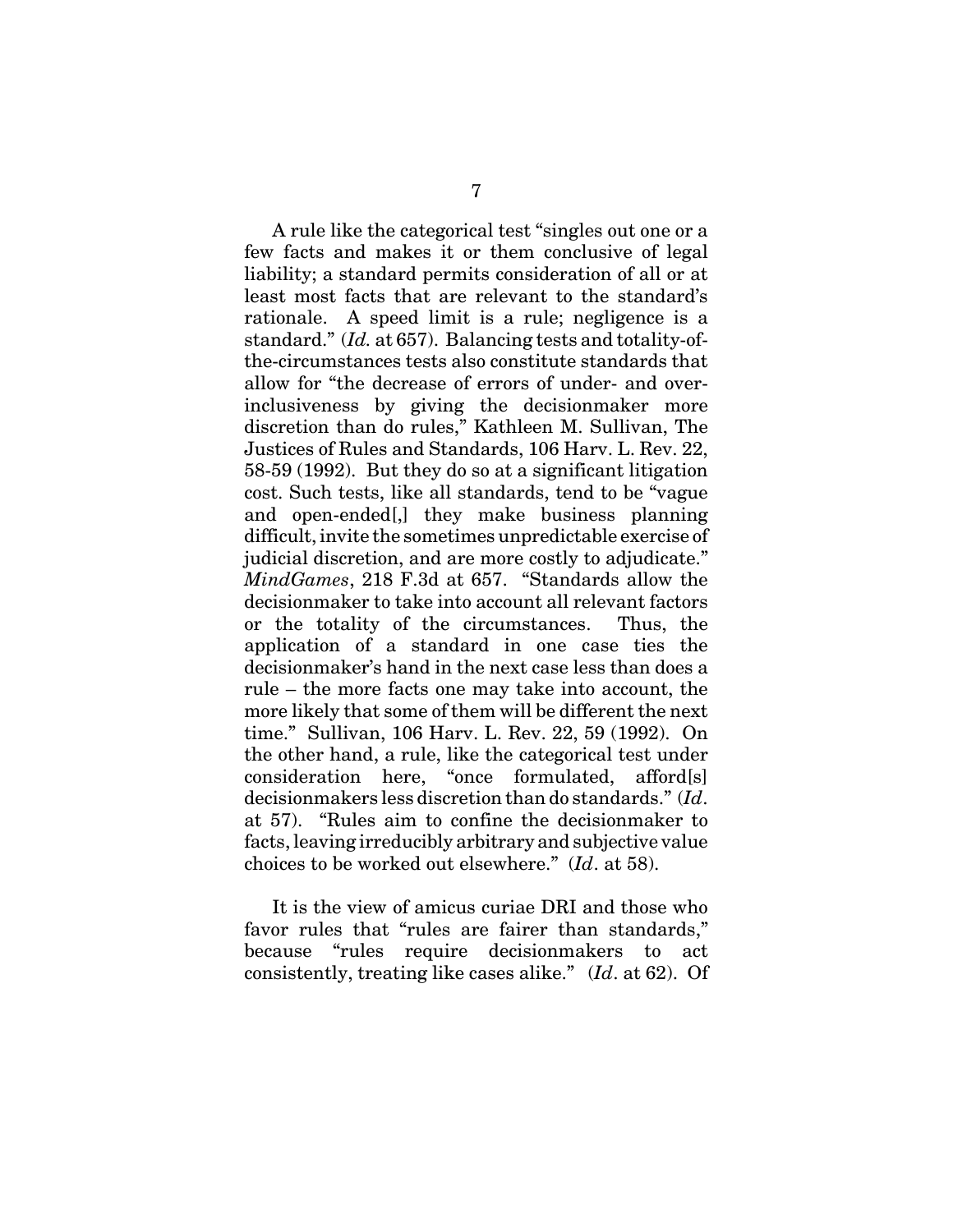A rule like the categorical test "singles out one or a few facts and makes it or them conclusive of legal liability; a standard permits consideration of all or at least most facts that are relevant to the standard's rationale. A speed limit is a rule; negligence is a standard." (*Id.* at 657). Balancing tests and totality-of-the-circumstances tests also constitute standards that allow for "the decrease of errors of under- and over-inclusiveness by giving the decisionmaker more discretion than do rules," Kathleen M. Sullivan, The Justices of Rules and Standards, 106 Harv. L. Rev. 22, 58-59 (1992). But they do so at a significant litigation cost. Such tests, like all standards, tend to be "vague and open-ended[,] they make business planning difficult, invite the sometimes unpredictable exercise of judicial discretion, and are more costly to adjudicate." *MindGames*, 218 F.3d at 657. "Standards allow the decisionmaker to take into account all relevant factors or the totality of the circumstances. Thus, the application of a standard in one case ties the decisionmaker's hand in the next case less than does a rule – the more facts one may take into account, the more likely that some of them will be different the next time." Sullivan, 106 Harv. L. Rev. 22, 59 (1992). On the other hand, a rule, like the categorical test under consideration here, "once formulated, afford[s] decisionmakers less discretion than do standards." (*Id*. at 57). "Rules aim to confine the decisionmaker to facts, leaving irreducibly arbitrary and subjective value choices to be worked out elsewhere." (*Id*. at 58).

It is the view of amicus curiae DRI and those who favor rules that "rules are fairer than standards," because "rules require decisionmakers to act consistently, treating like cases alike." (*Id*. at 62). Of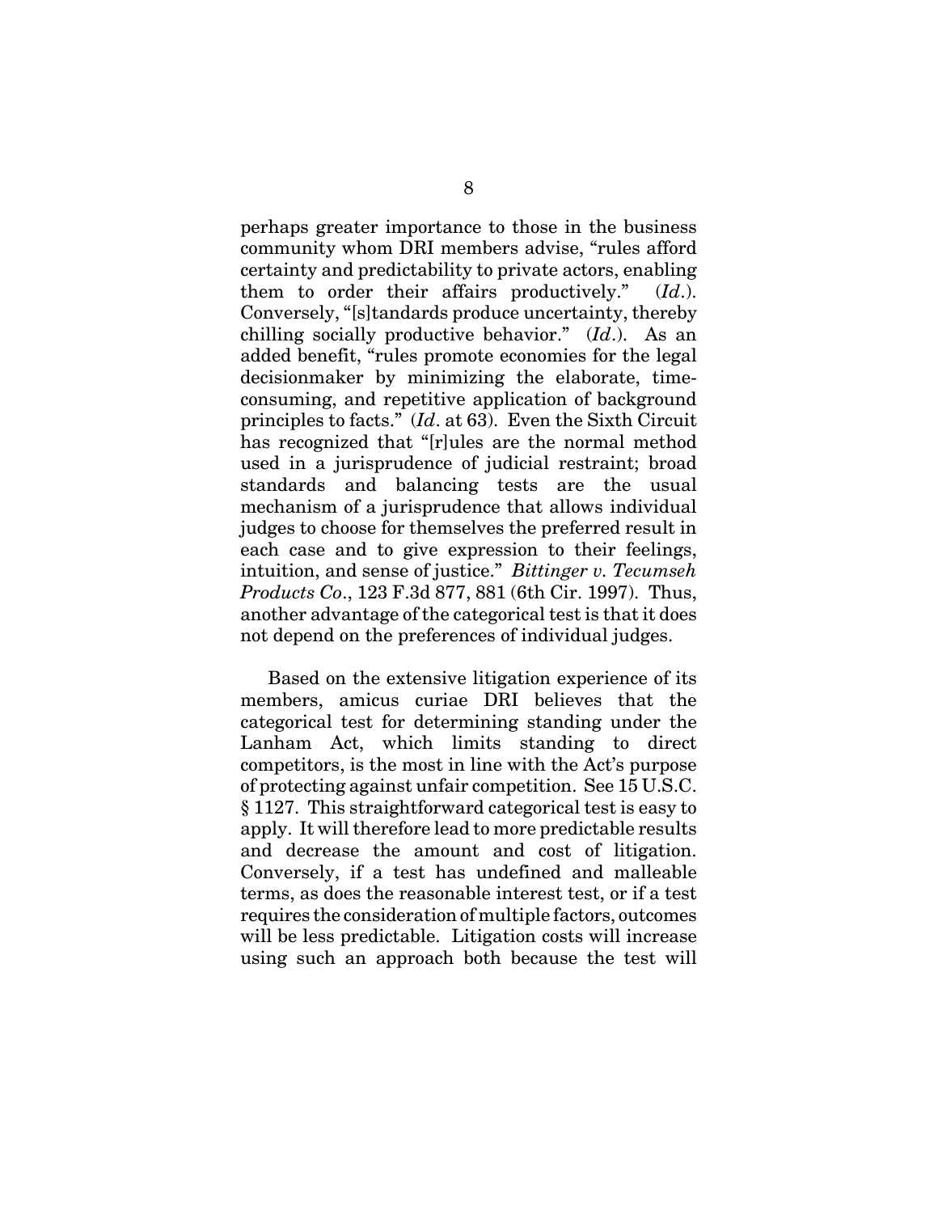perhaps greater importance to those in the business community whom DRI members advise, "rules afford certainty and predictability to private actors, enabling them to order their affairs productively." (*Id*.). Conversely, "[s]tandards produce uncertainty, thereby chilling socially productive behavior." (*Id*.). As an added benefit, "rules promote economies for the legal decisionmaker by minimizing the elaborate, time-consuming, and repetitive application of background principles to facts." (*Id*. at 63). Even the Sixth Circuit has recognized that "[r]ules are the normal method used in a jurisprudence of judicial restraint; broad standards and balancing tests are the usual mechanism of a jurisprudence that allows individual judges to choose for themselves the preferred result in each case and to give expression to their feelings, intuition, and sense of justice." *Bittinger v. Tecumseh Products Co*., 123 F.3d 877, 881 (6th Cir. 1997). Thus, another advantage of the categorical test is that it does not depend on the preferences of individual judges.

Based on the extensive litigation experience of its members, amicus curiae DRI believes that the categorical test for determining standing under the Lanham Act, which limits standing to direct competitors, is the most in line with the Act's purpose of protecting against unfair competition. See 15 U.S.C. § 1127. This straightforward categorical test is easy to apply. It will therefore lead to more predictable results and decrease the amount and cost of litigation. Conversely, if a test has undefined and malleable terms, as does the reasonable interest test, or if a test requires the consideration of multiple factors, outcomes will be less predictable. Litigation costs will increase using such an approach both because the test will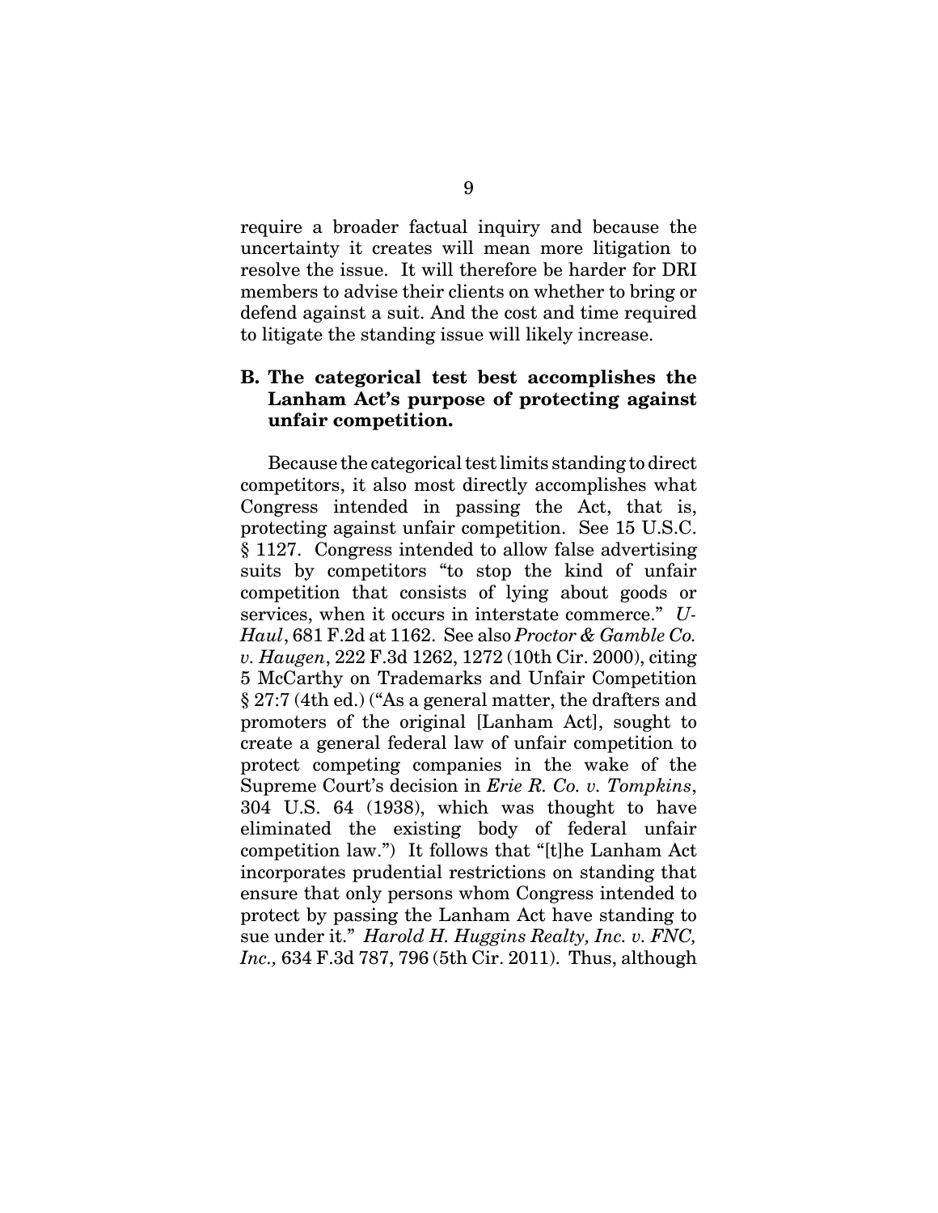require a broader factual inquiry and because the uncertainty it creates will mean more litigation to resolve the issue. It will therefore be harder for DRI members to advise their clients on whether to bring or defend against a suit. And the cost and time required to litigate the standing issue will likely increase.

### B. The categorical test best accomplishes the Lanham Act's purpose of protecting against unfair competition.

Because the categorical test limits standing to direct competitors, it also most directly accomplishes what Congress intended in passing the Act, that is, protecting against unfair competition. See 15 U.S.C. § 1127. Congress intended to allow false advertising suits by competitors "to stop the kind of unfair competition that consists of lying about goods or services, when it occurs in interstate commerce." *U-Haul*, 681 F.2d at 1162. See also *Proctor & Gamble Co. v. Haugen*, 222 F.3d 1262, 1272 (10th Cir. 2000), citing 5 McCarthy on Trademarks and Unfair Competition § 27:7 (4th ed.) ("As a general matter, the drafters and promoters of the original [Lanham Act], sought to create a general federal law of unfair competition to protect competing companies in the wake of the Supreme Court's decision in *Erie R. Co. v. Tompkins*, 304 U.S. 64 (1938), which was thought to have eliminated the existing body of federal unfair competition law.") It follows that "[t]he Lanham Act incorporates prudential restrictions on standing that ensure that only persons whom Congress intended to protect by passing the Lanham Act have standing to sue under it." *Harold H. Huggins Realty, Inc. v. FNC, Inc.,* 634 F.3d 787, 796 (5th Cir. 2011). Thus, although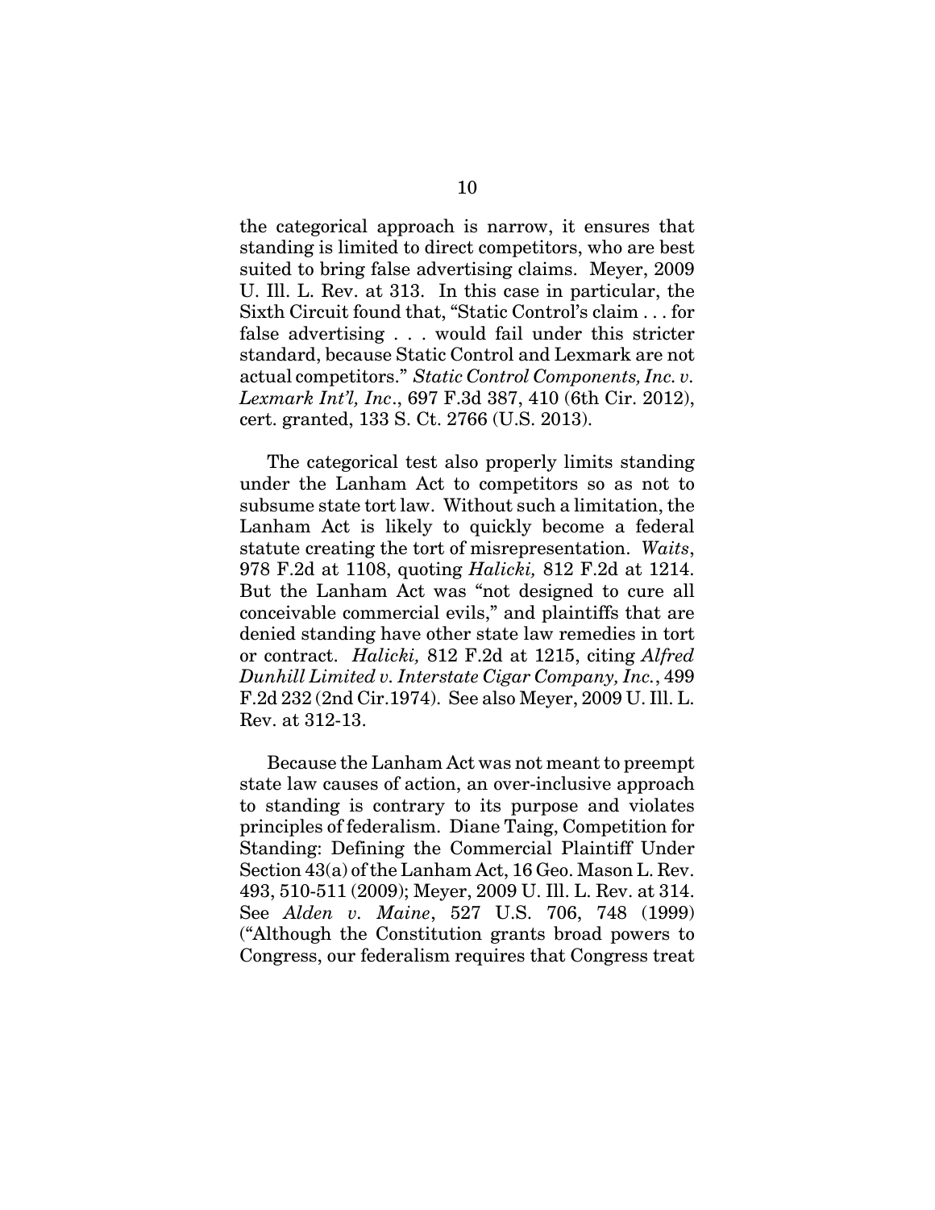the categorical approach is narrow, it ensures that standing is limited to direct competitors, who are best suited to bring false advertising claims. Meyer, 2009 U. Ill. L. Rev. at 313. In this case in particular, the Sixth Circuit found that, "Static Control's claim . . . for false advertising . . . would fail under this stricter standard, because Static Control and Lexmark are not actual competitors." *Static Control Components, Inc. v. Lexmark Int'l, Inc*., 697 F.3d 387, 410 (6th Cir. 2012), cert. granted, 133 S. Ct. 2766 (U.S. 2013).

The categorical test also properly limits standing under the Lanham Act to competitors so as not to subsume state tort law. Without such a limitation, the Lanham Act is likely to quickly become a federal statute creating the tort of misrepresentation. *Waits*, 978 F.2d at 1108, quoting *Halicki,* 812 F.2d at 1214. But the Lanham Act was "not designed to cure all conceivable commercial evils," and plaintiffs that are denied standing have other state law remedies in tort or contract. *Halicki,* 812 F.2d at 1215, citing *Alfred Dunhill Limited v. Interstate Cigar Company, Inc.*, 499 F.2d 232 (2nd Cir.1974). See also Meyer, 2009 U. Ill. L. Rev. at 312-13.

Because the Lanham Act was not meant to preempt state law causes of action, an over-inclusive approach to standing is contrary to its purpose and violates principles of federalism. Diane Taing, Competition for Standing: Defining the Commercial Plaintiff Under Section 43(a) of the Lanham Act, 16 Geo. Mason L. Rev. 493, 510-511 (2009); Meyer, 2009 U. Ill. L. Rev. at 314. See *Alden v. Maine*, 527 U.S. 706, 748 (1999) ("Although the Constitution grants broad powers to Congress, our federalism requires that Congress treat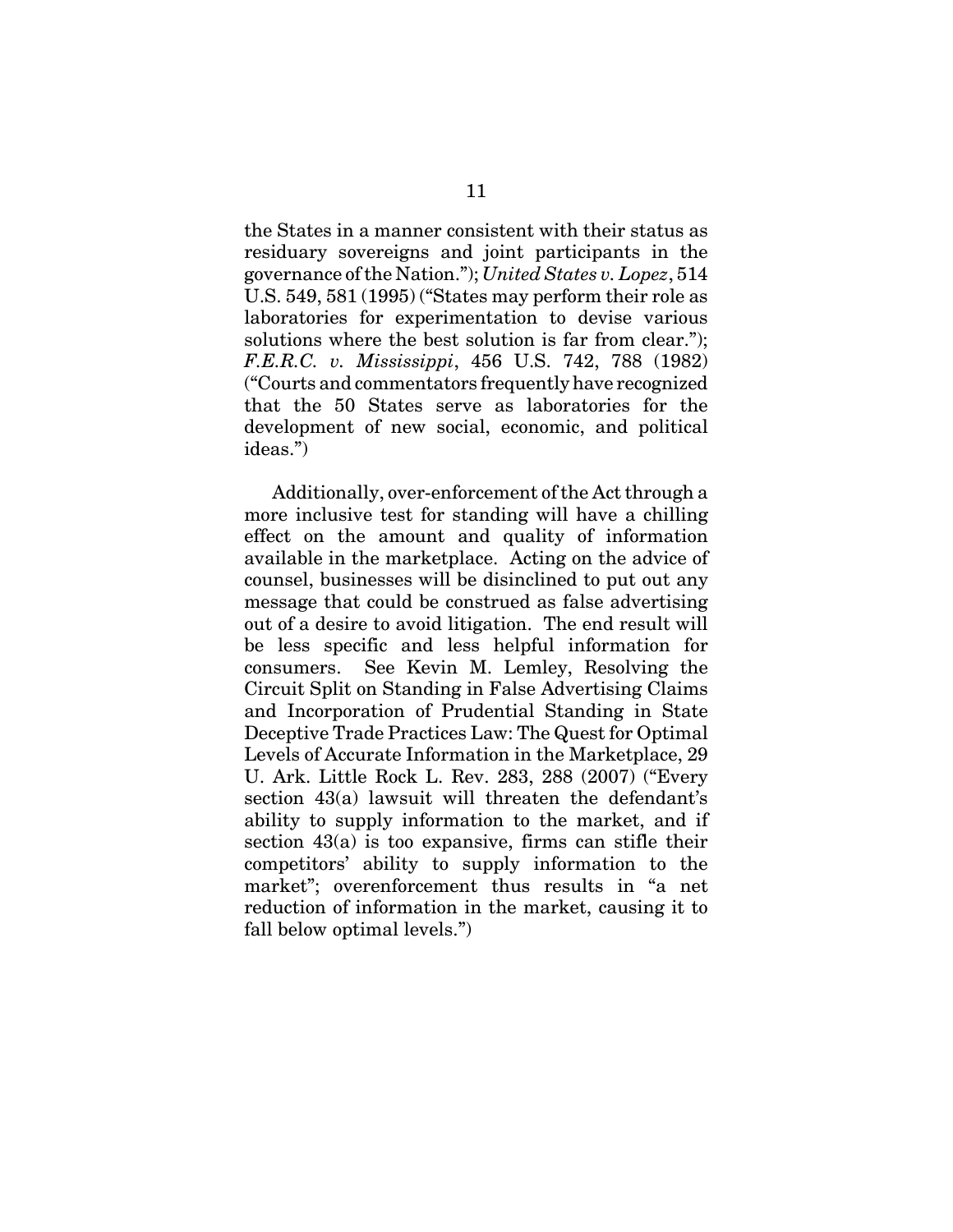the States in a manner consistent with their status as residuary sovereigns and joint participants in the governance of the Nation."); *United States v. Lopez*, 514 U.S. 549, 581 (1995) ("States may perform their role as laboratories for experimentation to devise various solutions where the best solution is far from clear."); *F.E.R.C. v. Mississippi*, 456 U.S. 742, 788 (1982) ("Courts and commentators frequently have recognized that the 50 States serve as laboratories for the development of new social, economic, and political ideas.")

Additionally, over-enforcement of the Act through a more inclusive test for standing will have a chilling effect on the amount and quality of information available in the marketplace. Acting on the advice of counsel, businesses will be disinclined to put out any message that could be construed as false advertising out of a desire to avoid litigation. The end result will be less specific and less helpful information for consumers. See Kevin M. Lemley, Resolving the Circuit Split on Standing in False Advertising Claims and Incorporation of Prudential Standing in State Deceptive Trade Practices Law: The Quest for Optimal Levels of Accurate Information in the Marketplace, 29 U. Ark. Little Rock L. Rev. 283, 288 (2007) ("Every section 43(a) lawsuit will threaten the defendant's ability to supply information to the market, and if section 43(a) is too expansive, firms can stifle their competitors' ability to supply information to the market"; overenforcement thus results in "a net reduction of information in the market, causing it to fall below optimal levels.")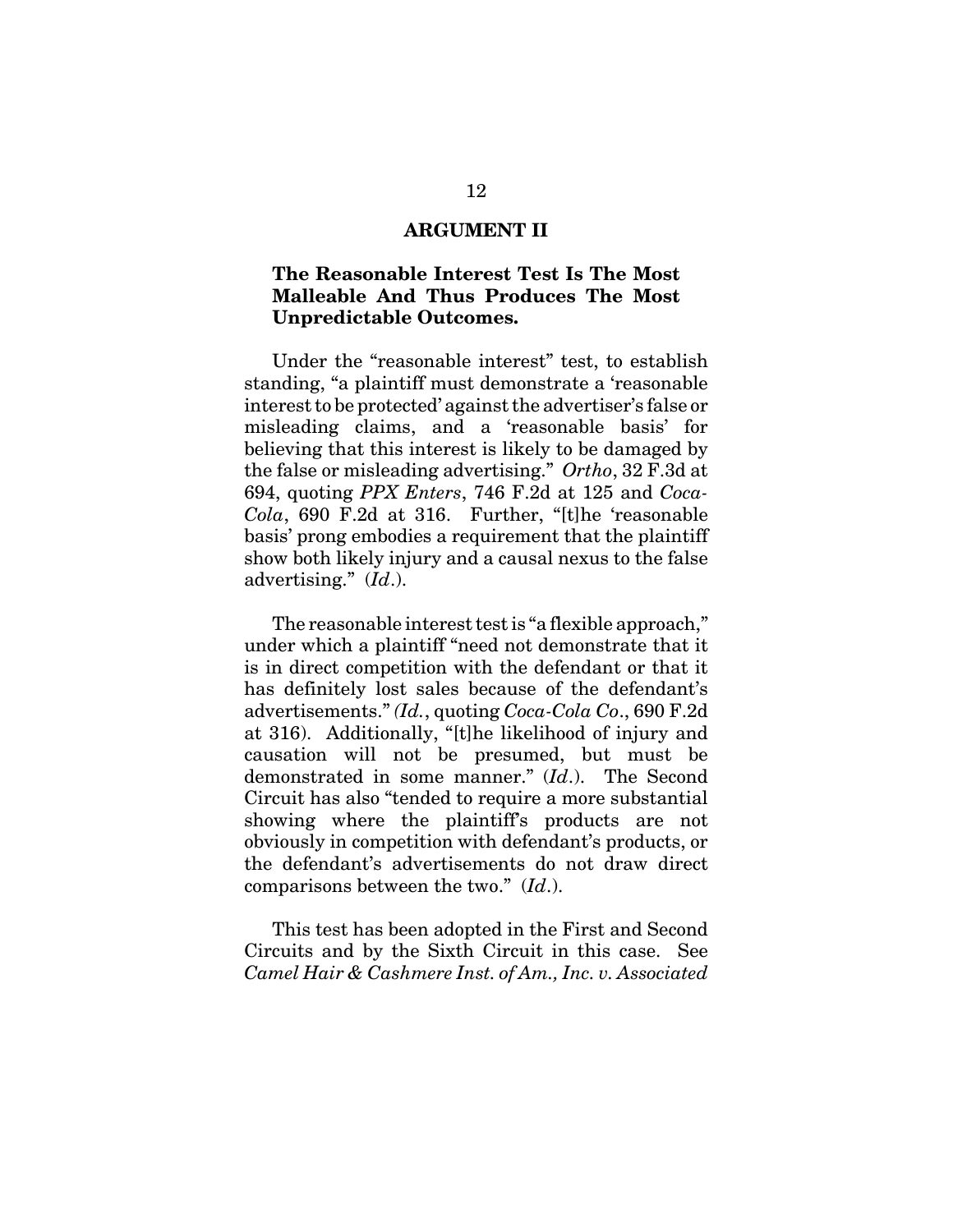## ARGUMENT II

### The Reasonable Interest Test Is The Most Malleable And Thus Produces The Most Unpredictable Outcomes.

Under the "reasonable interest" test, to establish standing, "a plaintiff must demonstrate a 'reasonable interest to be protected' against the advertiser's false or misleading claims, and a 'reasonable basis' for believing that this interest is likely to be damaged by the false or misleading advertising." *Ortho*, 32 F.3d at 694, quoting *PPX Enters*, 746 F.2d at 125 and *Coca-Cola*, 690 F.2d at 316. Further, "[t]he 'reasonable basis' prong embodies a requirement that the plaintiff show both likely injury and a causal nexus to the false advertising." (*Id*.).

The reasonable interest test is "a flexible approach," under which a plaintiff "need not demonstrate that it is in direct competition with the defendant or that it has definitely lost sales because of the defendant's advertisements." *(Id.*, quoting *Coca-Cola Co*., 690 F.2d at 316). Additionally, "[t]he likelihood of injury and causation will not be presumed, but must be demonstrated in some manner." (*Id*.). The Second Circuit has also "tended to require a more substantial showing where the plaintiff's products are not obviously in competition with defendant's products, or the defendant's advertisements do not draw direct comparisons between the two." (*Id*.).

This test has been adopted in the First and Second Circuits and by the Sixth Circuit in this case. See *Camel Hair & Cashmere Inst. of Am., Inc. v. Associated*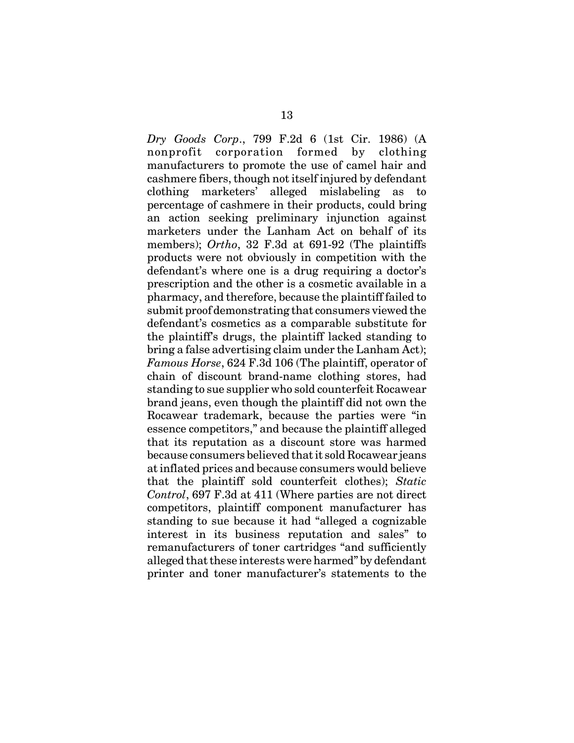*Dry Goods Corp*., 799 F.2d 6 (1st Cir. 1986) (A nonprofit corporation formed by clothing manufacturers to promote the use of camel hair and cashmere fibers, though not itself injured by defendant clothing marketers' alleged mislabeling as to percentage of cashmere in their products, could bring an action seeking preliminary injunction against marketers under the Lanham Act on behalf of its members); *Ortho*, 32 F.3d at 691-92 (The plaintiffs products were not obviously in competition with the defendant's where one is a drug requiring a doctor's prescription and the other is a cosmetic available in a pharmacy, and therefore, because the plaintiff failed to submit proof demonstrating that consumers viewed the defendant's cosmetics as a comparable substitute for the plaintiff's drugs, the plaintiff lacked standing to bring a false advertising claim under the Lanham Act); *Famous Horse*, 624 F.3d 106 (The plaintiff, operator of chain of discount brand-name clothing stores, had standing to sue supplier who sold counterfeit Rocawear brand jeans, even though the plaintiff did not own the Rocawear trademark, because the parties were "in essence competitors," and because the plaintiff alleged that its reputation as a discount store was harmed because consumers believed that it sold Rocawear jeans at inflated prices and because consumers would believe that the plaintiff sold counterfeit clothes); *Static Control*, 697 F.3d at 411 (Where parties are not direct competitors, plaintiff component manufacturer has standing to sue because it had "alleged a cognizable interest in its business reputation and sales" to remanufacturers of toner cartridges "and sufficiently alleged that these interests were harmed" by defendant printer and toner manufacturer's statements to the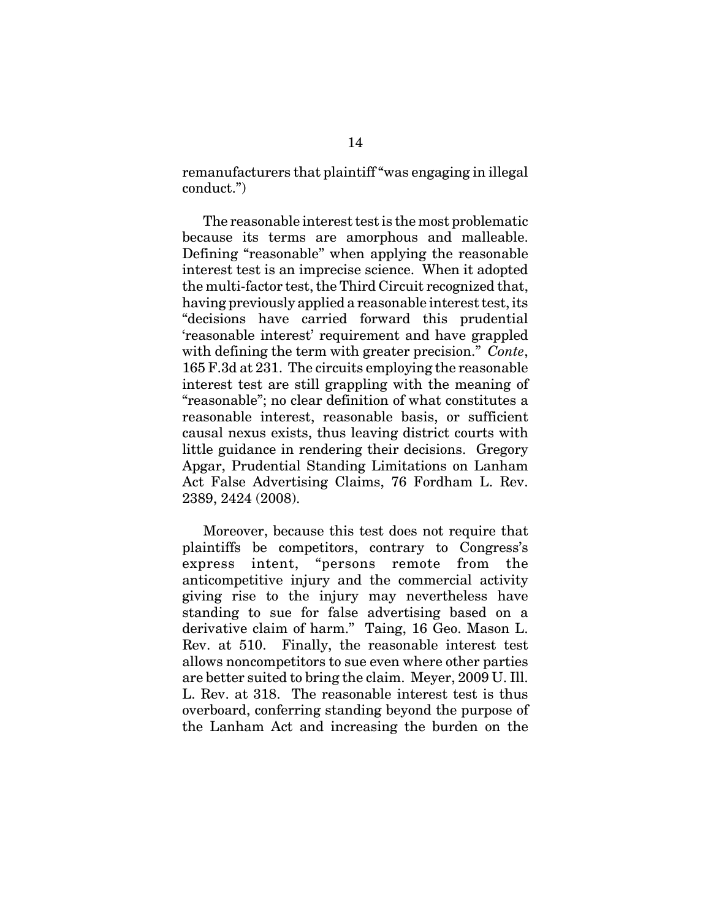remanufacturers that plaintiff "was engaging in illegal conduct.")

The reasonable interest test is the most problematic because its terms are amorphous and malleable. Defining "reasonable" when applying the reasonable interest test is an imprecise science. When it adopted the multi-factor test, the Third Circuit recognized that, having previously applied a reasonable interest test, its "decisions have carried forward this prudential 'reasonable interest' requirement and have grappled with defining the term with greater precision." *Conte*, 165 F.3d at 231. The circuits employing the reasonable interest test are still grappling with the meaning of "reasonable"; no clear definition of what constitutes a reasonable interest, reasonable basis, or sufficient causal nexus exists, thus leaving district courts with little guidance in rendering their decisions. Gregory Apgar, Prudential Standing Limitations on Lanham Act False Advertising Claims, 76 Fordham L. Rev. 2389, 2424 (2008).

Moreover, because this test does not require that plaintiffs be competitors, contrary to Congress's express intent, "persons remote from the anticompetitive injury and the commercial activity giving rise to the injury may nevertheless have standing to sue for false advertising based on a derivative claim of harm." Taing, 16 Geo. Mason L. Rev. at 510. Finally, the reasonable interest test allows noncompetitors to sue even where other parties are better suited to bring the claim. Meyer, 2009 U. Ill. L. Rev. at 318. The reasonable interest test is thus overboard, conferring standing beyond the purpose of the Lanham Act and increasing the burden on the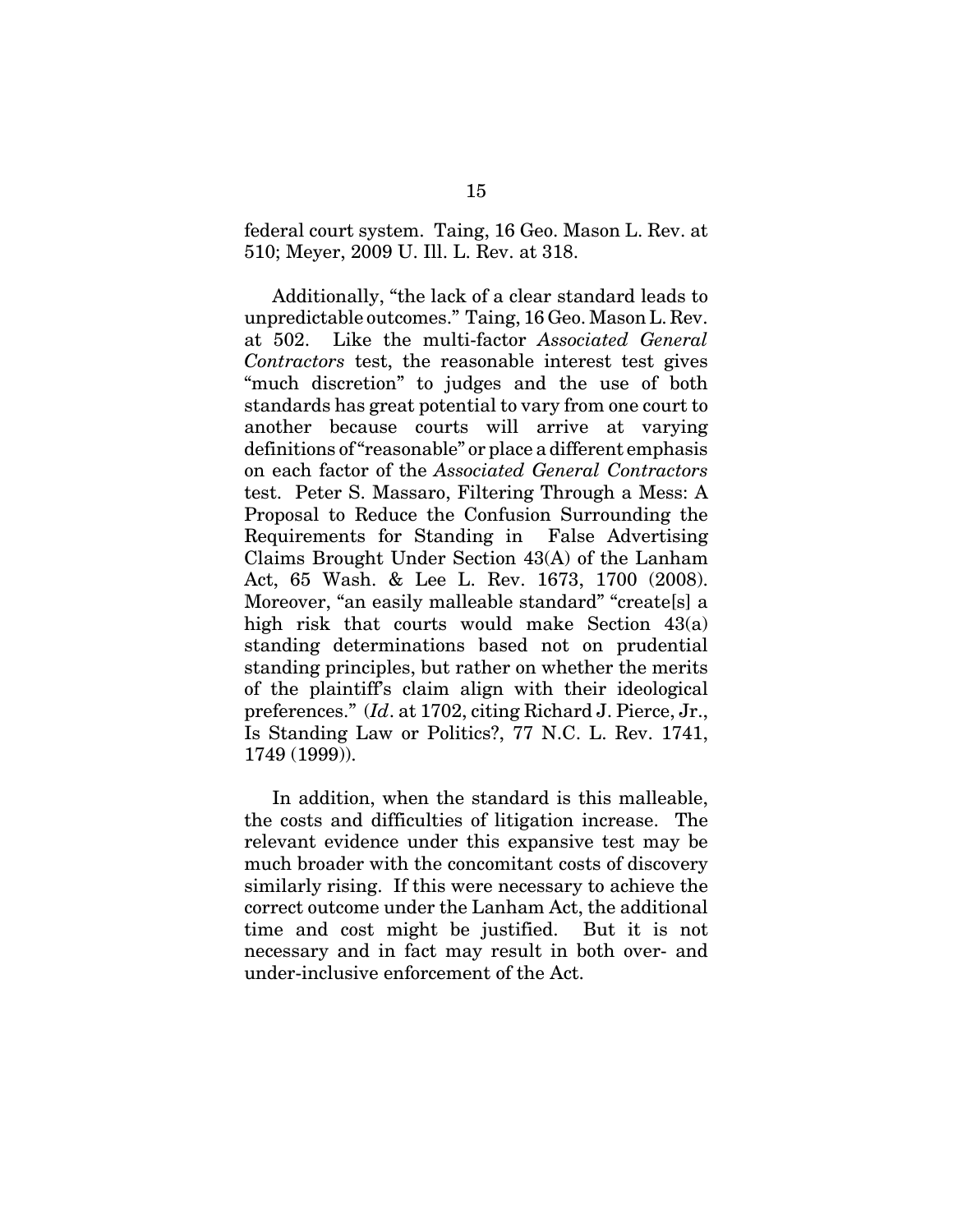federal court system. Taing, 16 Geo. Mason L. Rev. at 510; Meyer, 2009 U. Ill. L. Rev. at 318.

Additionally, "the lack of a clear standard leads to unpredictable outcomes." Taing, 16 Geo. Mason L. Rev. at 502. Like the multi-factor *Associated General Contractors* test, the reasonable interest test gives "much discretion" to judges and the use of both standards has great potential to vary from one court to another because courts will arrive at varying definitions of "reasonable" or place a different emphasis on each factor of the *Associated General Contractors* test. Peter S. Massaro, Filtering Through a Mess: A Proposal to Reduce the Confusion Surrounding the Requirements for Standing in False Advertising Claims Brought Under Section 43(A) of the Lanham Act, 65 Wash. & Lee L. Rev. 1673, 1700 (2008). Moreover, "an easily malleable standard" "create[s] a high risk that courts would make Section 43(a) standing determinations based not on prudential standing principles, but rather on whether the merits of the plaintiff's claim align with their ideological preferences." (*Id*. at 1702, citing Richard J. Pierce, Jr., Is Standing Law or Politics?, 77 N.C. L. Rev. 1741, 1749 (1999)).

In addition, when the standard is this malleable, the costs and difficulties of litigation increase. The relevant evidence under this expansive test may be much broader with the concomitant costs of discovery similarly rising. If this were necessary to achieve the correct outcome under the Lanham Act, the additional time and cost might be justified. But it is not necessary and in fact may result in both over- and under-inclusive enforcement of the Act.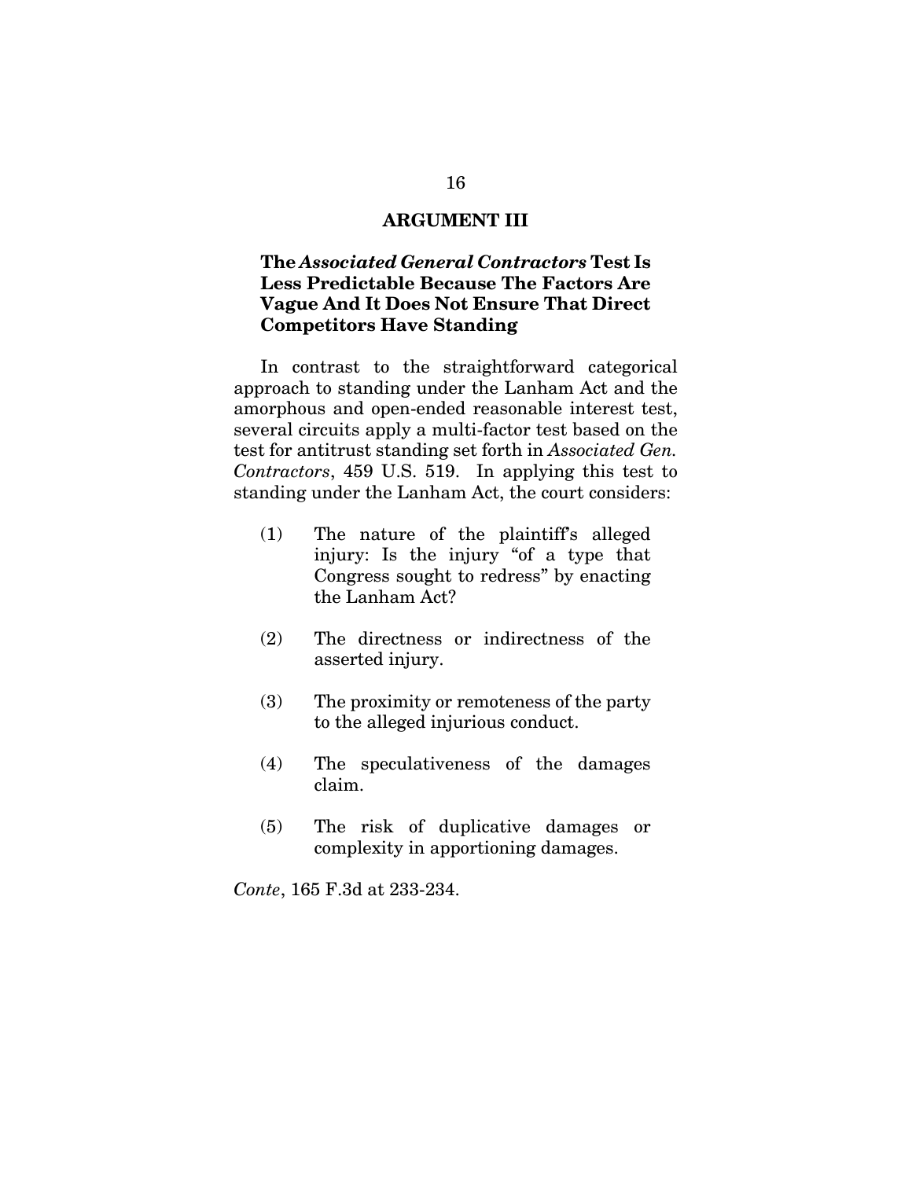## ARGUMENT III

### The *Associated General Contractors* Test Is Less Predictable Because The Factors Are Vague And It Does Not Ensure That Direct Competitors Have Standing

In contrast to the straightforward categorical approach to standing under the Lanham Act and the amorphous and open-ended reasonable interest test, several circuits apply a multi-factor test based on the test for antitrust standing set forth in *Associated Gen. Contractors*, 459 U.S. 519. In applying this test to standing under the Lanham Act, the court considers:

(1) The nature of the plaintiff's alleged injury: Is the injury "of a type that Congress sought to redress" by enacting the Lanham Act?

(2) The directness or indirectness of the asserted injury.

(3) The proximity or remoteness of the party to the alleged injurious conduct.

(4) The speculativeness of the damages claim.

(5) The risk of duplicative damages or complexity in apportioning damages.

*Conte*, 165 F.3d at 233-234.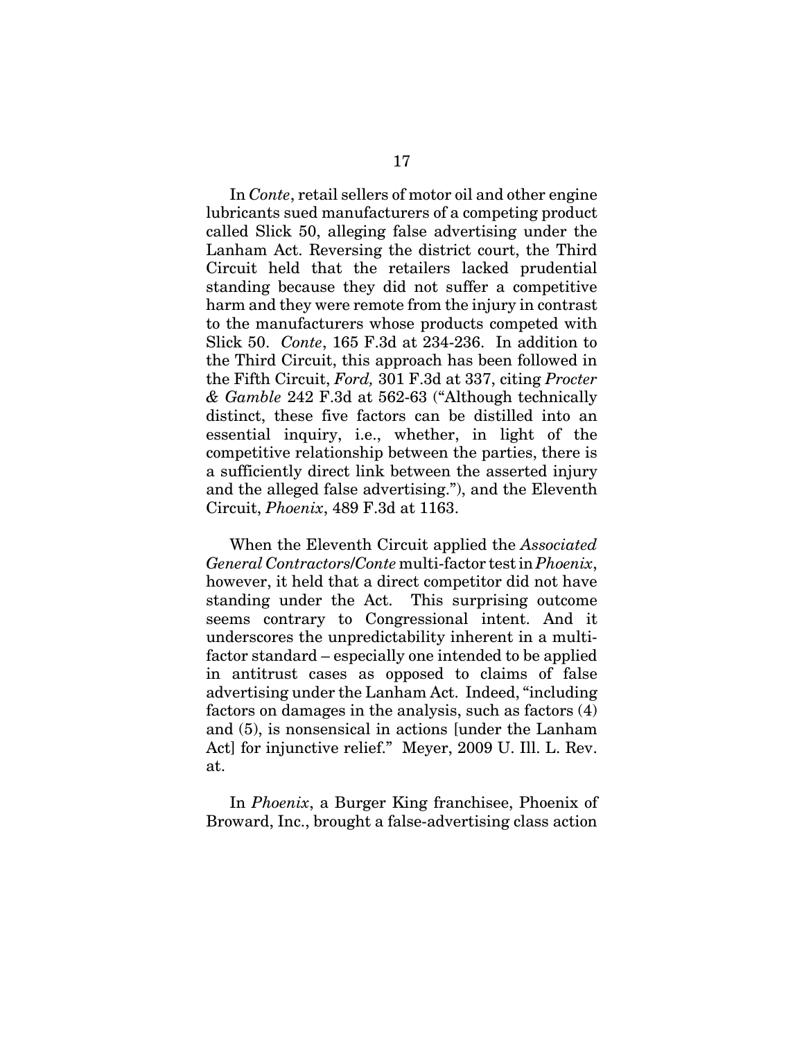In *Conte*, retail sellers of motor oil and other engine lubricants sued manufacturers of a competing product called Slick 50, alleging false advertising under the Lanham Act. Reversing the district court, the Third Circuit held that the retailers lacked prudential standing because they did not suffer a competitive harm and they were remote from the injury in contrast to the manufacturers whose products competed with Slick 50. *Conte*, 165 F.3d at 234-236. In addition to the Third Circuit, this approach has been followed in the Fifth Circuit, *Ford,* 301 F.3d at 337, citing *Procter & Gamble* 242 F.3d at 562-63 ("Although technically distinct, these five factors can be distilled into an essential inquiry, i.e., whether, in light of the competitive relationship between the parties, there is a sufficiently direct link between the asserted injury and the alleged false advertising."), and the Eleventh Circuit, *Phoenix*, 489 F.3d at 1163.

When the Eleventh Circuit applied the *Associated General Contractors/Conte* multi-factor test in *Phoenix*, however, it held that a direct competitor did not have standing under the Act. This surprising outcome seems contrary to Congressional intent. And it underscores the unpredictability inherent in a multi-factor standard – especially one intended to be applied in antitrust cases as opposed to claims of false advertising under the Lanham Act. Indeed, "including factors on damages in the analysis, such as factors (4) and (5), is nonsensical in actions [under the Lanham Act] for injunctive relief." Meyer, 2009 U. Ill. L. Rev. at.

In *Phoenix*, a Burger King franchisee, Phoenix of Broward, Inc., brought a false-advertising class action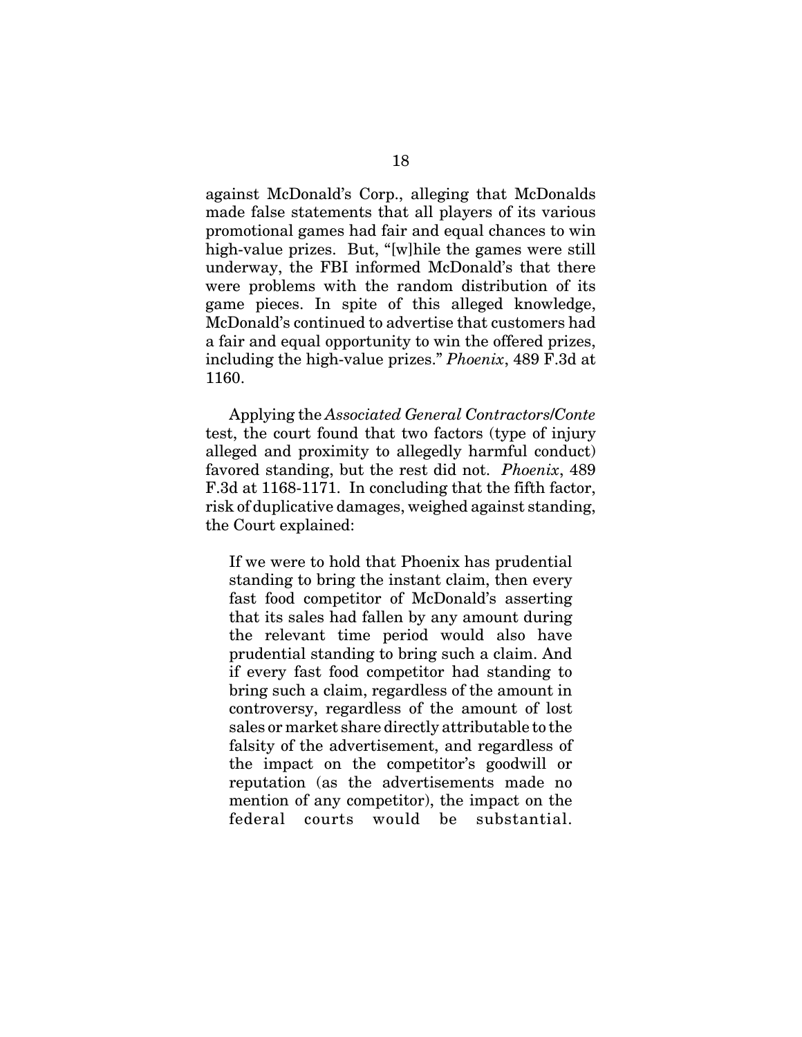against McDonald's Corp., alleging that McDonalds made false statements that all players of its various promotional games had fair and equal chances to win high-value prizes. But, "[w]hile the games were still underway, the FBI informed McDonald's that there were problems with the random distribution of its game pieces. In spite of this alleged knowledge, McDonald's continued to advertise that customers had a fair and equal opportunity to win the offered prizes, including the high-value prizes." *Phoenix*, 489 F.3d at 1160.

Applying the *Associated General Contractors/Conte* test, the court found that two factors (type of injury alleged and proximity to allegedly harmful conduct) favored standing, but the rest did not. *Phoenix*, 489 F.3d at 1168-1171. In concluding that the fifth factor, risk of duplicative damages, weighed against standing, the Court explained:

> If we were to hold that Phoenix has prudential standing to bring the instant claim, then every fast food competitor of McDonald's asserting that its sales had fallen by any amount during the relevant time period would also have prudential standing to bring such a claim. And if every fast food competitor had standing to bring such a claim, regardless of the amount in controversy, regardless of the amount of lost sales or market share directly attributable to the falsity of the advertisement, and regardless of the impact on the competitor's goodwill or reputation (as the advertisements made no mention of any competitor), the impact on the federal courts would be substantial.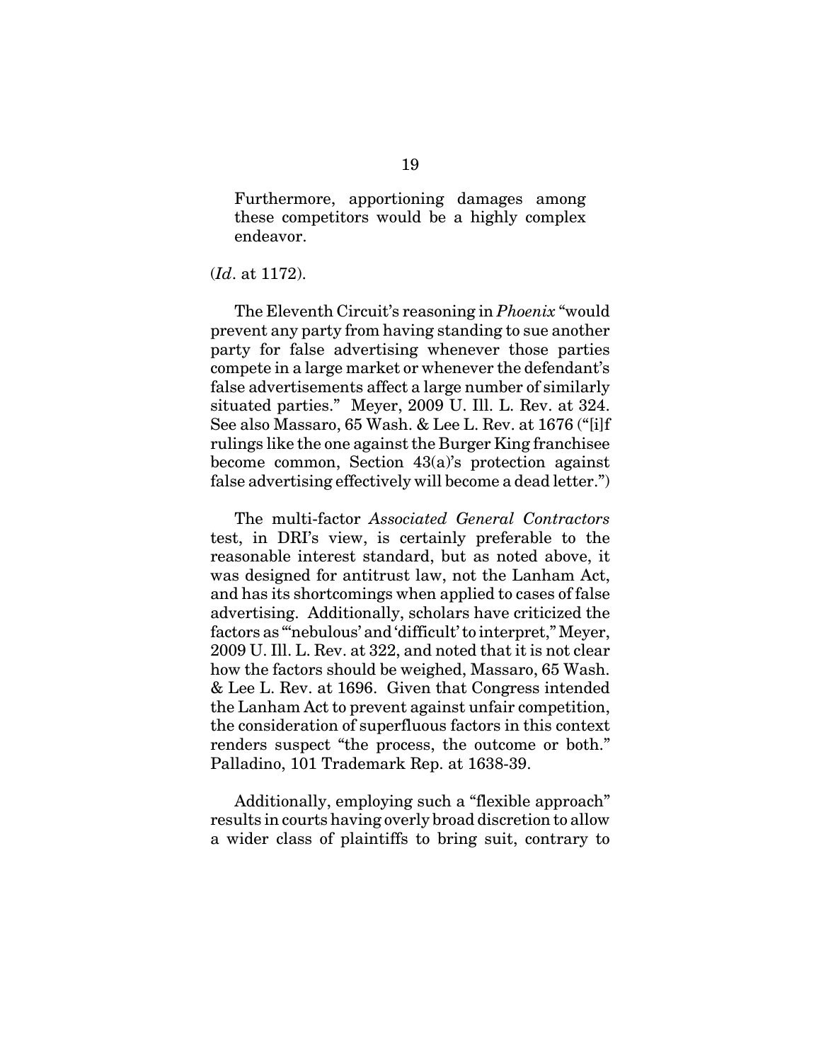> Furthermore, apportioning damages among these competitors would be a highly complex endeavor.

(*Id*. at 1172).

The Eleventh Circuit's reasoning in *Phoenix* "would prevent any party from having standing to sue another party for false advertising whenever those parties compete in a large market or whenever the defendant's false advertisements affect a large number of similarly situated parties." Meyer, 2009 U. Ill. L. Rev. at 324. See also Massaro, 65 Wash. & Lee L. Rev. at 1676 ("[i]f rulings like the one against the Burger King franchisee become common, Section 43(a)'s protection against false advertising effectively will become a dead letter.")

The multi-factor *Associated General Contractors* test, in DRI's view, is certainly preferable to the reasonable interest standard, but as noted above, it was designed for antitrust law, not the Lanham Act, and has its shortcomings when applied to cases of false advertising. Additionally, scholars have criticized the factors as "'nebulous' and 'difficult' to interpret," Meyer, 2009 U. Ill. L. Rev. at 322, and noted that it is not clear how the factors should be weighed, Massaro, 65 Wash. & Lee L. Rev. at 1696. Given that Congress intended the Lanham Act to prevent against unfair competition, the consideration of superfluous factors in this context renders suspect "the process, the outcome or both." Palladino, 101 Trademark Rep. at 1638-39.

Additionally, employing such a "flexible approach" results in courts having overly broad discretion to allow a wider class of plaintiffs to bring suit, contrary to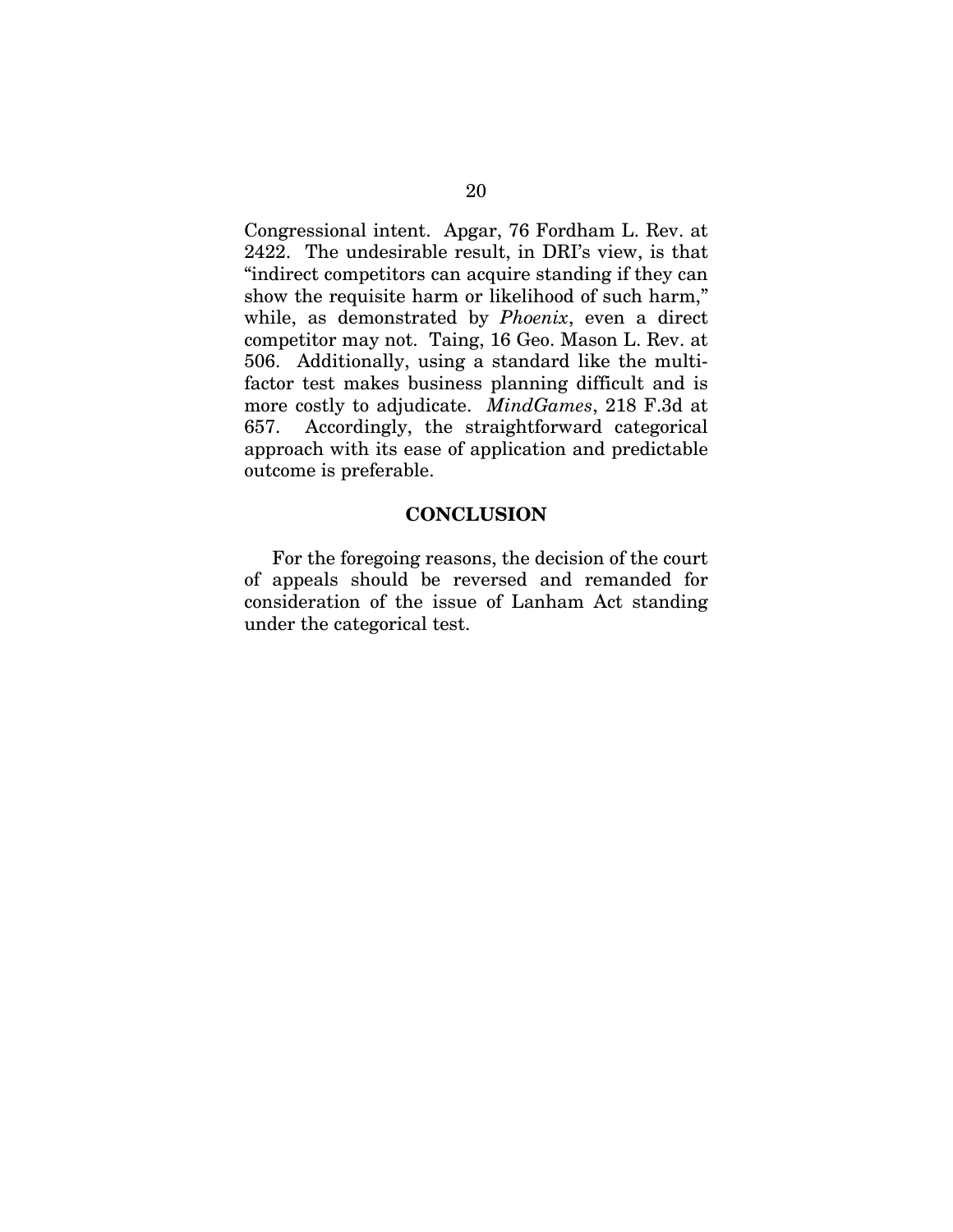Congressional intent. Apgar, 76 Fordham L. Rev. at 2422. The undesirable result, in DRI's view, is that "indirect competitors can acquire standing if they can show the requisite harm or likelihood of such harm," while, as demonstrated by *Phoenix*, even a direct competitor may not. Taing, 16 Geo. Mason L. Rev. at 506. Additionally, using a standard like the multi-factor test makes business planning difficult and is more costly to adjudicate. *MindGames*, 218 F.3d at 657. Accordingly, the straightforward categorical approach with its ease of application and predictable outcome is preferable.

## CONCLUSION

For the foregoing reasons, the decision of the court of appeals should be reversed and remanded for consideration of the issue of Lanham Act standing under the categorical test.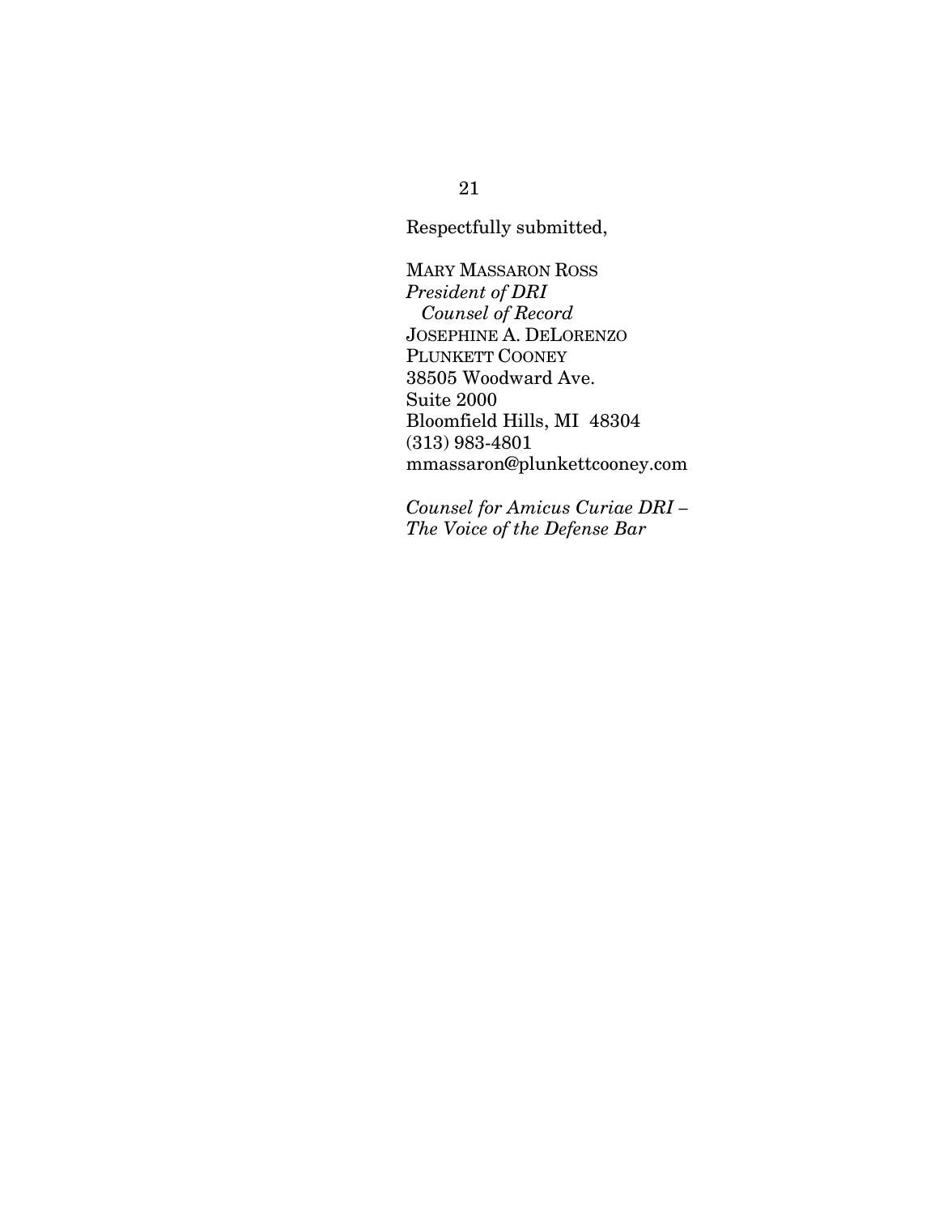Respectfully submitted,

MARY MASSARON ROSS
*President of DRI*
*Counsel of Record*
JOSEPHINE A. DELORENZO
PLUNKETT COONEY
38505 Woodward Ave.
Suite 2000
Bloomfield Hills, MI 48304
(313) 983-4801
mmassaron@plunkettcooney.com

*Counsel for Amicus Curiae DRI – The Voice of the Defense Bar*